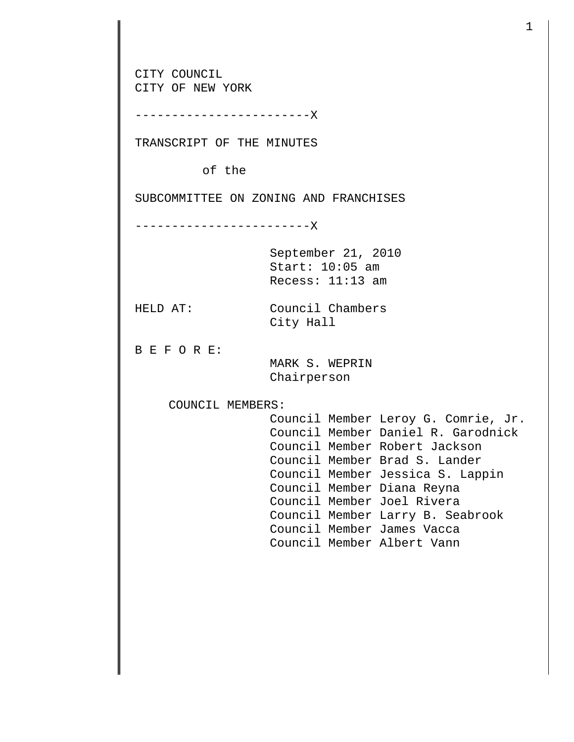CITY COUNCIL
CITY OF NEW YORK

------------------------X

TRANSCRIPT OF THE MINUTES

of the

SUBCOMMITTEE ON ZONING AND FRANCHISES

------------------------X

September 21, 2010
Start: 10:05 am
Recess: 11:13 am

HELD AT: Council Chambers
City Hall

B E F O R E:
MARK S. WEPRIN
Chairperson

COUNCIL MEMBERS:
Council Member Leroy G. Comrie, Jr.
Council Member Daniel R. Garodnick
Council Member Robert Jackson
Council Member Brad S. Lander
Council Member Jessica S. Lappin
Council Member Diana Reyna
Council Member Joel Rivera
Council Member Larry B. Seabrook
Council Member James Vacca
Council Member Albert Vann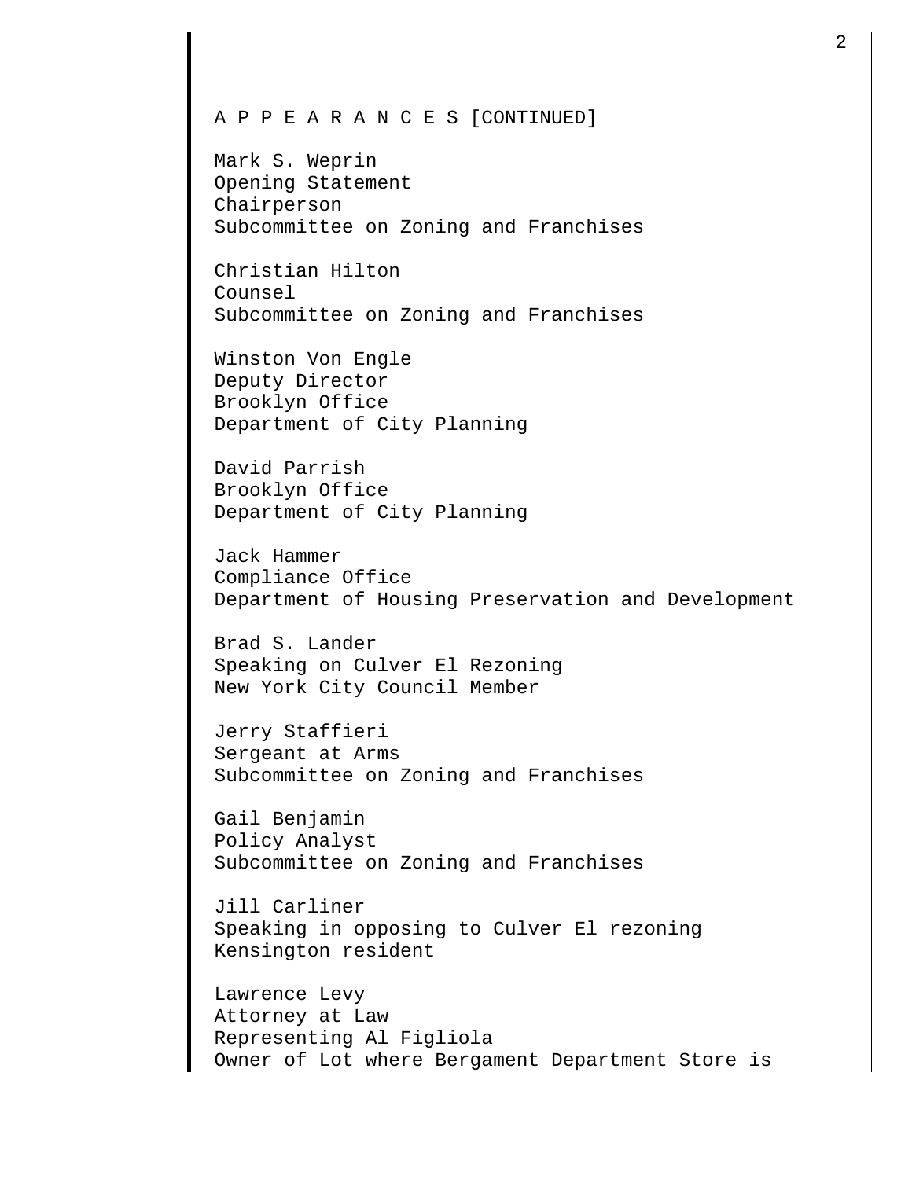A P P E A R A N C E S [CONTINUED]

Mark S. Weprin
Opening Statement
Chairperson
Subcommittee on Zoning and Franchises

Christian Hilton
Counsel
Subcommittee on Zoning and Franchises

Winston Von Engle
Deputy Director
Brooklyn Office
Department of City Planning

David Parrish
Brooklyn Office
Department of City Planning

Jack Hammer
Compliance Office
Department of Housing Preservation and Development

Brad S. Lander
Speaking on Culver El Rezoning
New York City Council Member

Jerry Staffieri
Sergeant at Arms
Subcommittee on Zoning and Franchises

Gail Benjamin
Policy Analyst
Subcommittee on Zoning and Franchises

Jill Carliner
Speaking in opposing to Culver El rezoning
Kensington resident

Lawrence Levy
Attorney at Law
Representing Al Figliola
Owner of Lot where Bergament Department Store is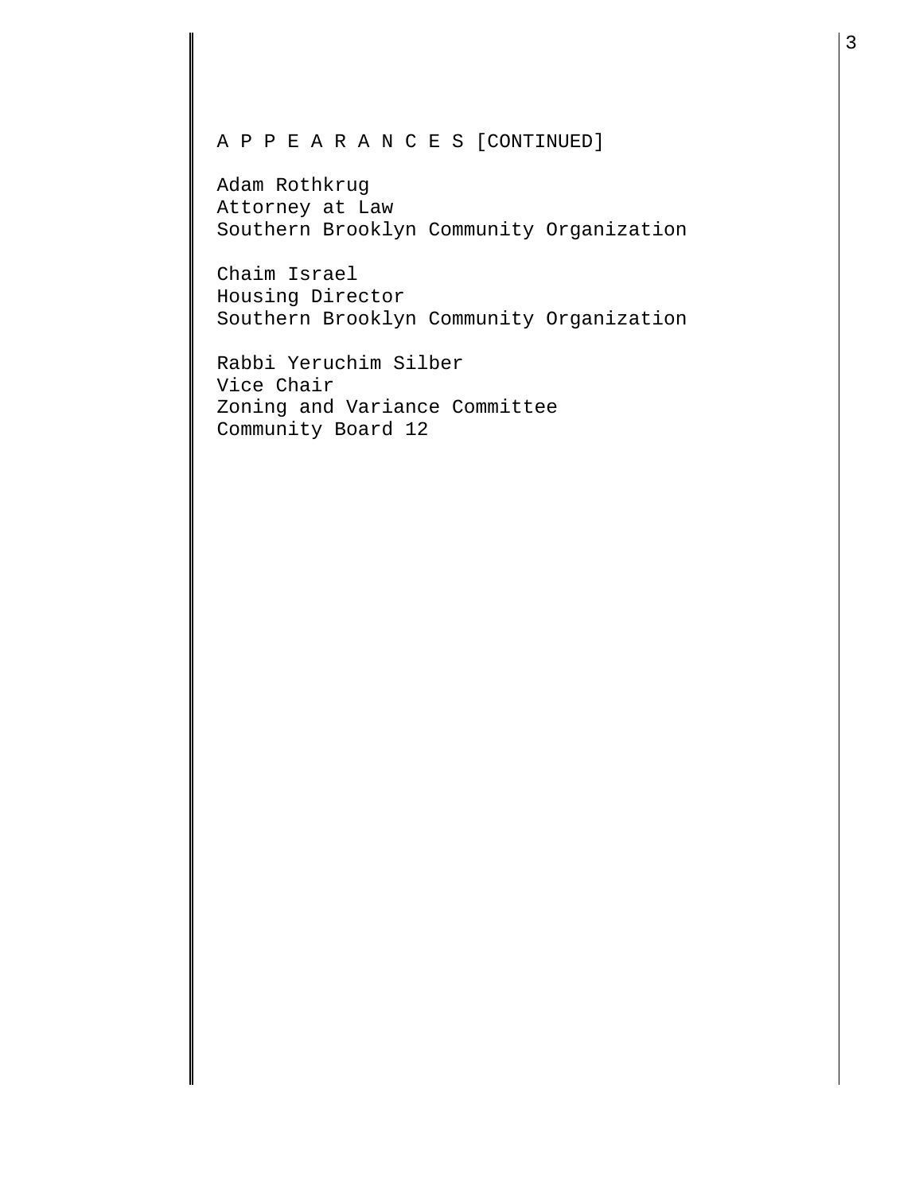A P P E A R A N C E S [CONTINUED]

Adam Rothkrug
Attorney at Law
Southern Brooklyn Community Organization

Chaim Israel
Housing Director
Southern Brooklyn Community Organization

Rabbi Yeruchim Silber
Vice Chair
Zoning and Variance Committee
Community Board 12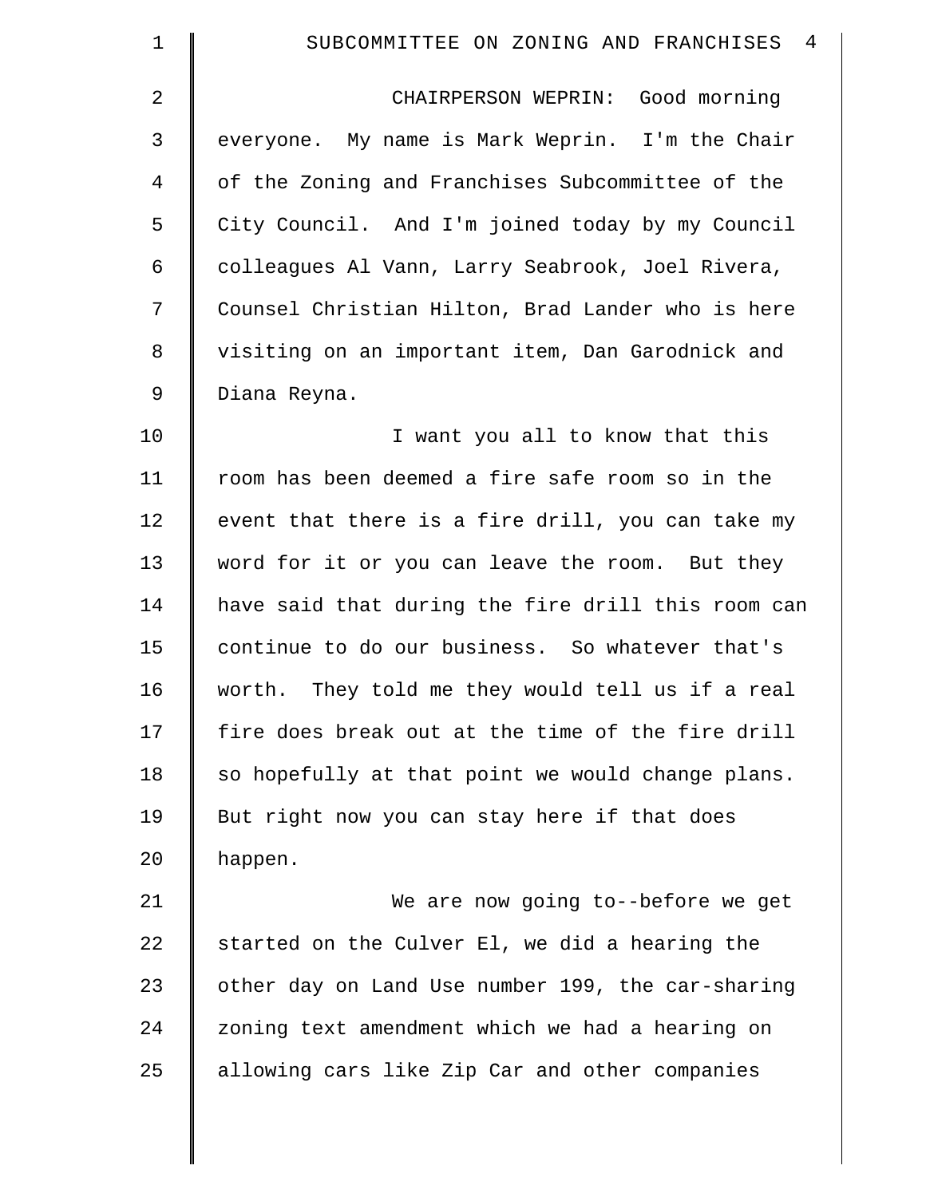CHAIRPERSON WEPRIN: Good morning everyone. My name is Mark Weprin. I'm the Chair of the Zoning and Franchises Subcommittee of the City Council. And I'm joined today by my Council colleagues Al Vann, Larry Seabrook, Joel Rivera, Counsel Christian Hilton, Brad Lander who is here visiting on an important item, Dan Garodnick and Diana Reyna.

I want you all to know that this room has been deemed a fire safe room so in the event that there is a fire drill, you can take my word for it or you can leave the room. But they have said that during the fire drill this room can continue to do our business. So whatever that's worth. They told me they would tell us if a real fire does break out at the time of the fire drill so hopefully at that point we would change plans. But right now you can stay here if that does happen.

We are now going to--before we get started on the Culver El, we did a hearing the other day on Land Use number 199, the car-sharing zoning text amendment which we had a hearing on allowing cars like Zip Car and other companies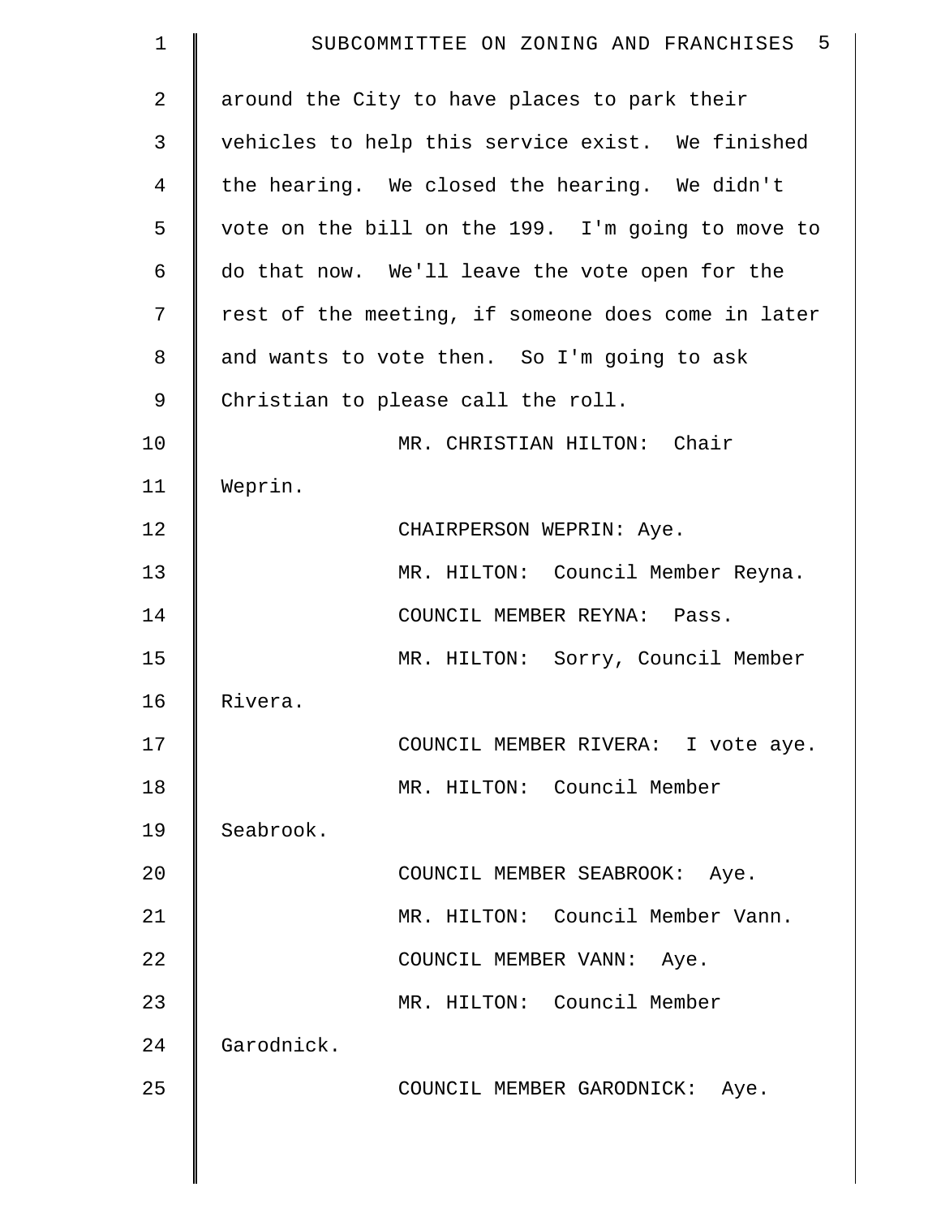around the City to have places to park their vehicles to help this service exist. We finished the hearing. We closed the hearing. We didn't vote on the bill on the 199. I'm going to move to do that now. We'll leave the vote open for the rest of the meeting, if someone does come in later and wants to vote then. So I'm going to ask Christian to please call the roll.

MR. CHRISTIAN HILTON: Chair Weprin.

CHAIRPERSON WEPRIN: Aye.

MR. HILTON: Council Member Reyna.

COUNCIL MEMBER REYNA: Pass.

MR. HILTON: Sorry, Council Member Rivera.

COUNCIL MEMBER RIVERA: I vote aye.

MR. HILTON: Council Member Seabrook.

COUNCIL MEMBER SEABROOK: Aye.

MR. HILTON: Council Member Vann.

COUNCIL MEMBER VANN: Aye.

MR. HILTON: Council Member Garodnick.

COUNCIL MEMBER GARODNICK: Aye.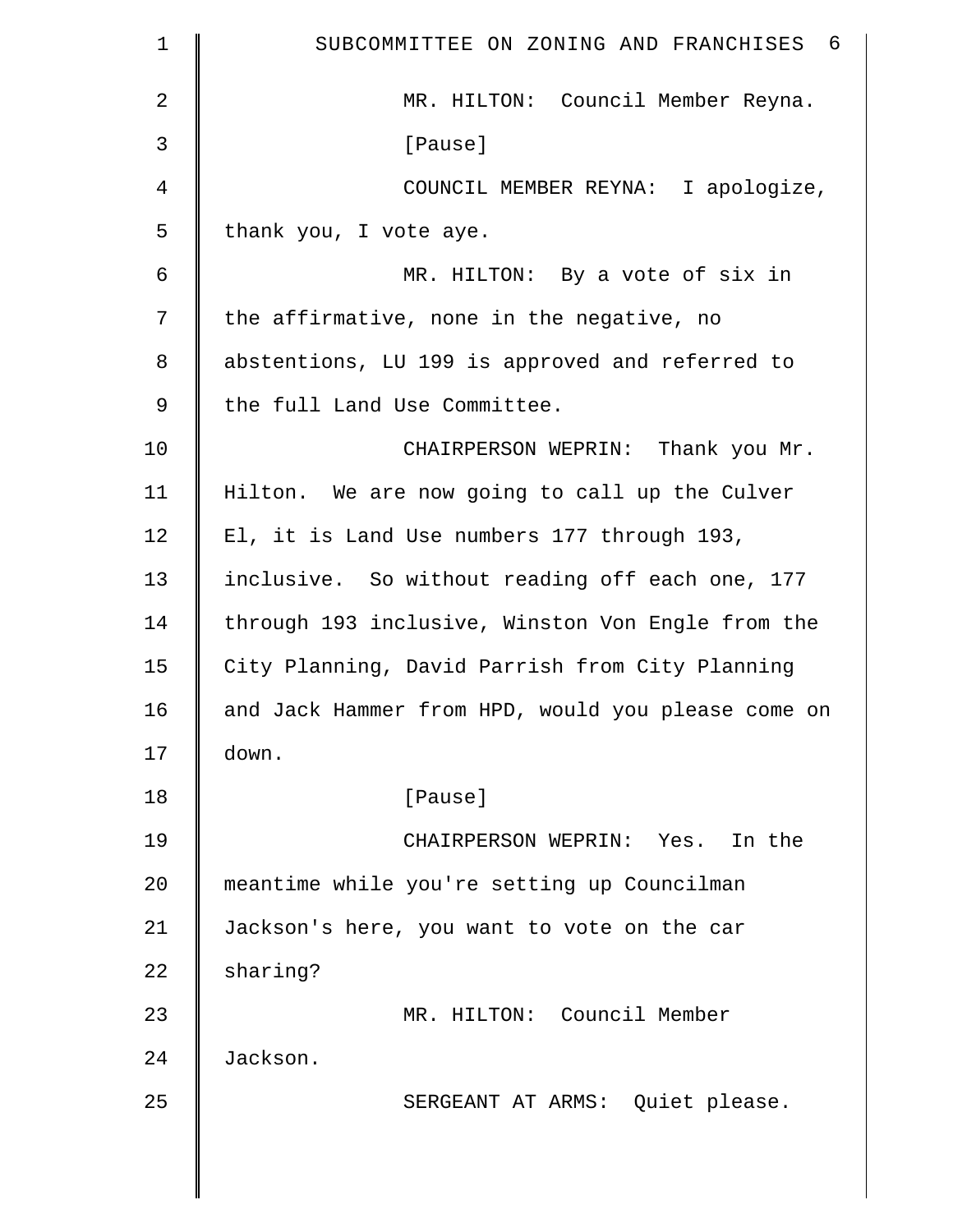MR. HILTON: Council Member Reyna.

[Pause]

COUNCIL MEMBER REYNA: I apologize, thank you, I vote aye.

MR. HILTON: By a vote of six in the affirmative, none in the negative, no abstentions, LU 199 is approved and referred to the full Land Use Committee.

CHAIRPERSON WEPRIN: Thank you Mr. Hilton. We are now going to call up the Culver El, it is Land Use numbers 177 through 193, inclusive. So without reading off each one, 177 through 193 inclusive, Winston Von Engle from the City Planning, David Parrish from City Planning and Jack Hammer from HPD, would you please come on down.

[Pause]

CHAIRPERSON WEPRIN: Yes. In the meantime while you're setting up Councilman Jackson's here, you want to vote on the car sharing?

MR. HILTON: Council Member Jackson.

SERGEANT AT ARMS: Quiet please.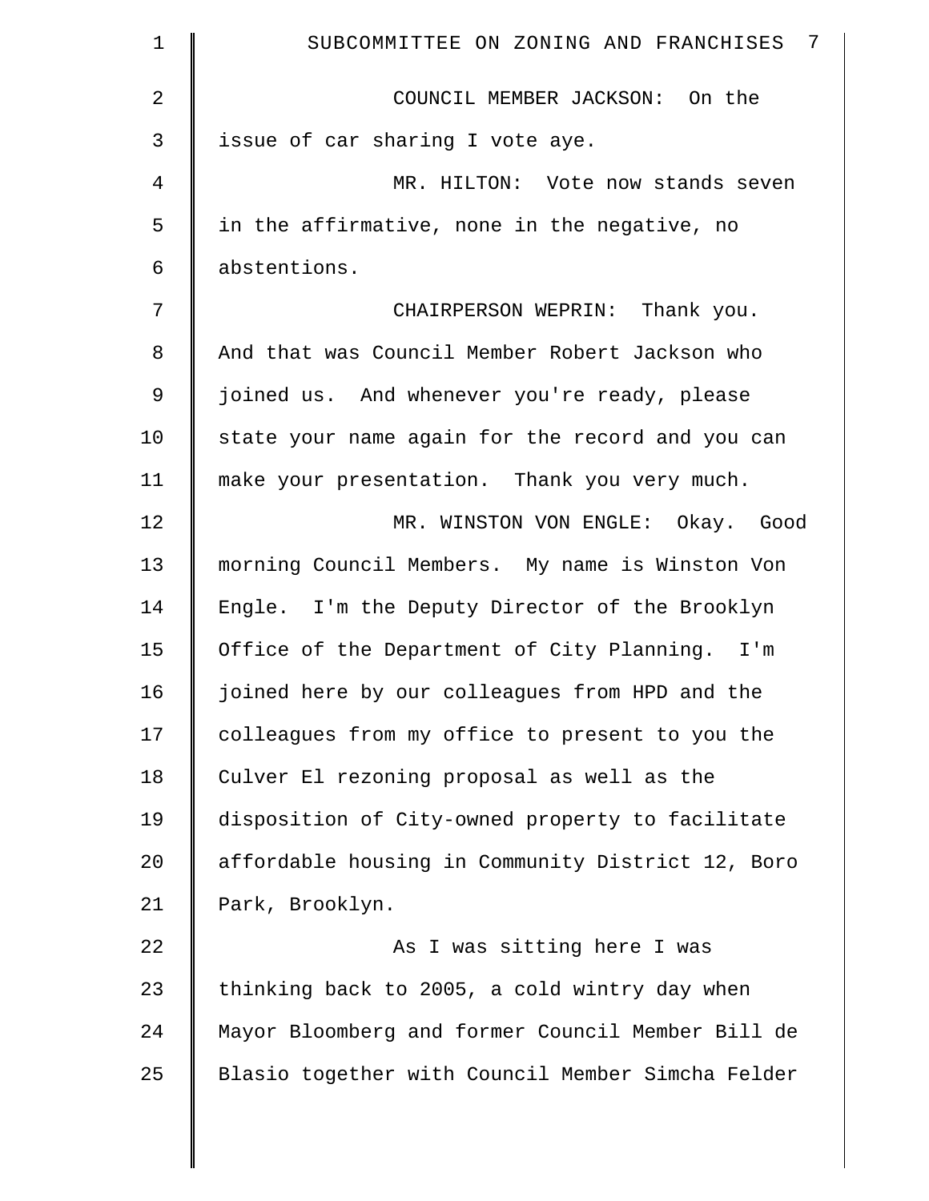COUNCIL MEMBER JACKSON: On the issue of car sharing I vote aye.

MR. HILTON: Vote now stands seven in the affirmative, none in the negative, no abstentions.

CHAIRPERSON WEPRIN: Thank you. And that was Council Member Robert Jackson who joined us. And whenever you're ready, please state your name again for the record and you can make your presentation. Thank you very much.

MR. WINSTON VON ENGLE: Okay. Good morning Council Members. My name is Winston Von Engle. I'm the Deputy Director of the Brooklyn Office of the Department of City Planning. I'm joined here by our colleagues from HPD and the colleagues from my office to present to you the Culver El rezoning proposal as well as the disposition of City-owned property to facilitate affordable housing in Community District 12, Boro Park, Brooklyn.

As I was sitting here I was thinking back to 2005, a cold wintry day when Mayor Bloomberg and former Council Member Bill de Blasio together with Council Member Simcha Felder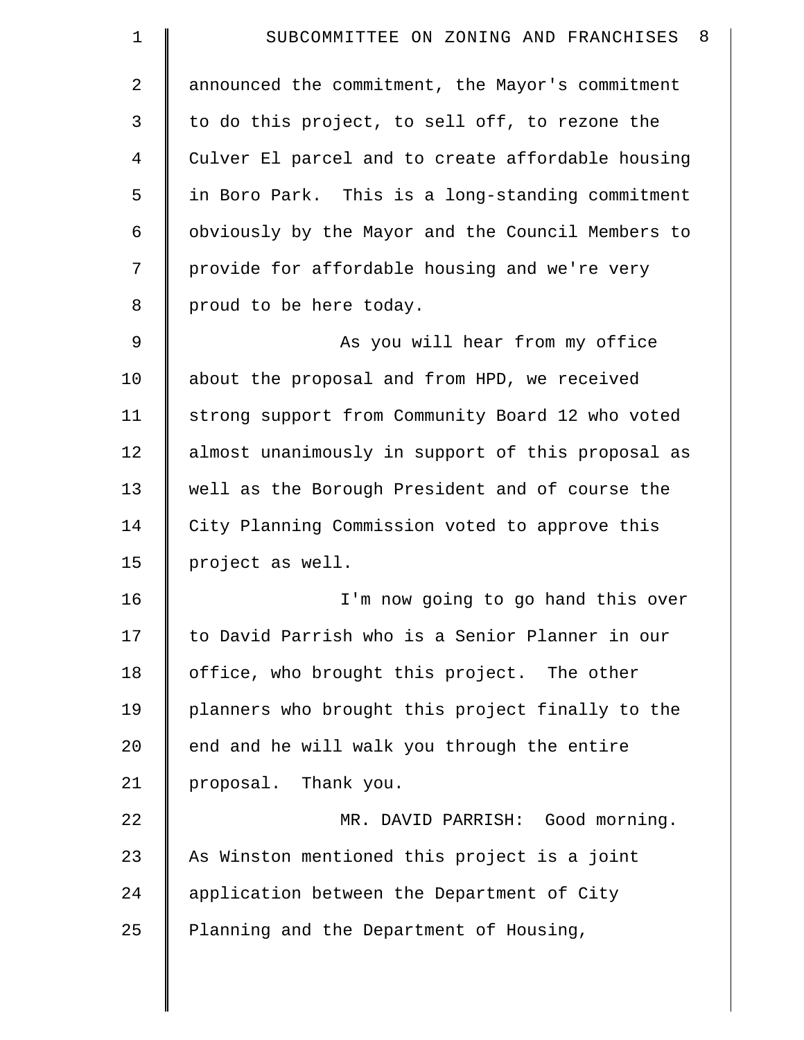announced the commitment, the Mayor's commitment to do this project, to sell off, to rezone the Culver El parcel and to create affordable housing in Boro Park. This is a long-standing commitment obviously by the Mayor and the Council Members to provide for affordable housing and we're very proud to be here today.

As you will hear from my office about the proposal and from HPD, we received strong support from Community Board 12 who voted almost unanimously in support of this proposal as well as the Borough President and of course the City Planning Commission voted to approve this project as well.

I'm now going to go hand this over to David Parrish who is a Senior Planner in our office, who brought this project. The other planners who brought this project finally to the end and he will walk you through the entire proposal. Thank you.

MR. DAVID PARRISH: Good morning. As Winston mentioned this project is a joint application between the Department of City Planning and the Department of Housing,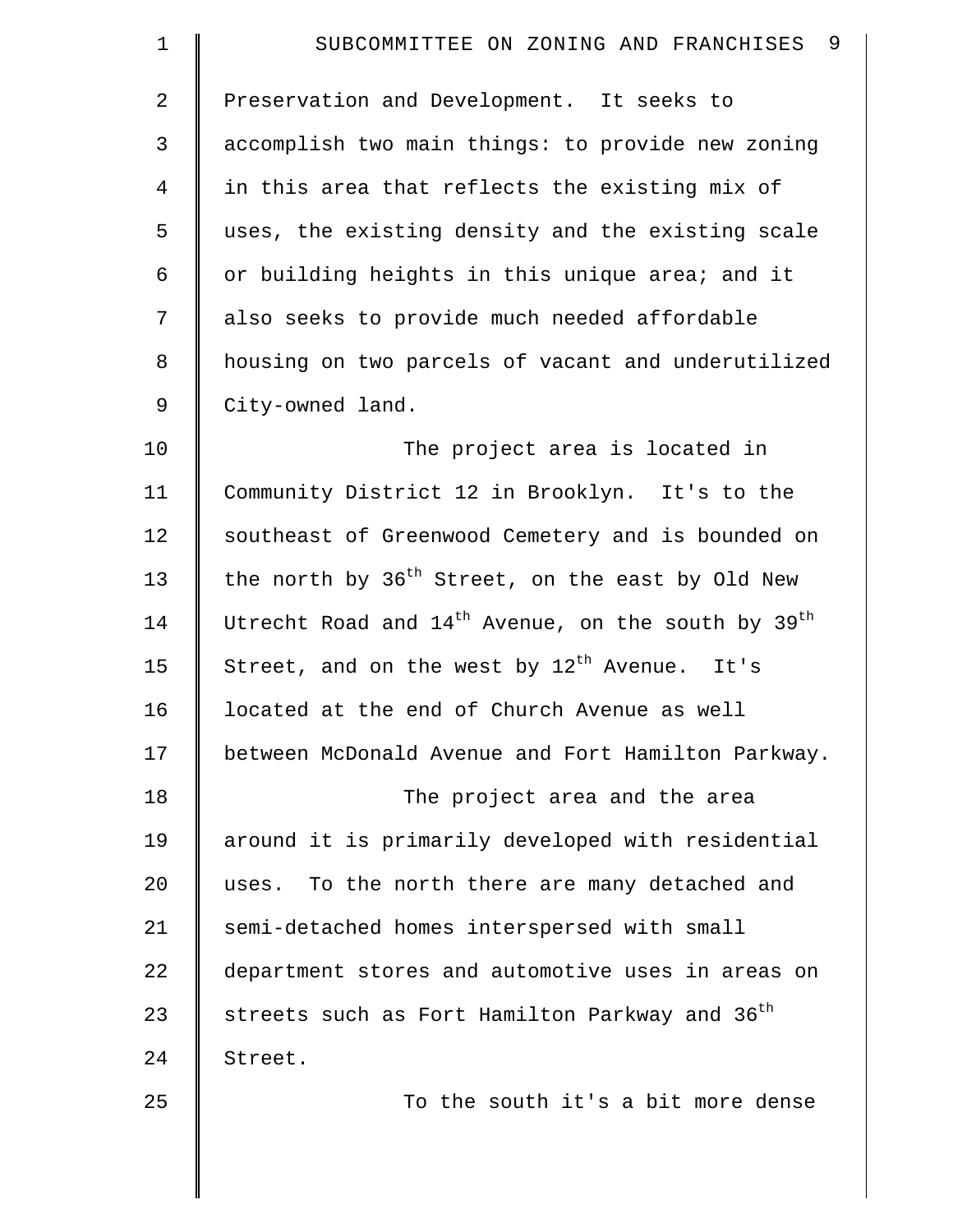Preservation and Development. It seeks to accomplish two main things: to provide new zoning in this area that reflects the existing mix of uses, the existing density and the existing scale or building heights in this unique area; and it also seeks to provide much needed affordable housing on two parcels of vacant and underutilized City-owned land.

The project area is located in Community District 12 in Brooklyn. It's to the southeast of Greenwood Cemetery and is bounded on the north by 36th Street, on the east by Old New Utrecht Road and 14th Avenue, on the south by 39th Street, and on the west by 12th Avenue. It's located at the end of Church Avenue as well between McDonald Avenue and Fort Hamilton Parkway.

The project area and the area around it is primarily developed with residential uses. To the north there are many detached and semi-detached homes interspersed with small department stores and automotive uses in areas on streets such as Fort Hamilton Parkway and 36th Street.

To the south it's a bit more dense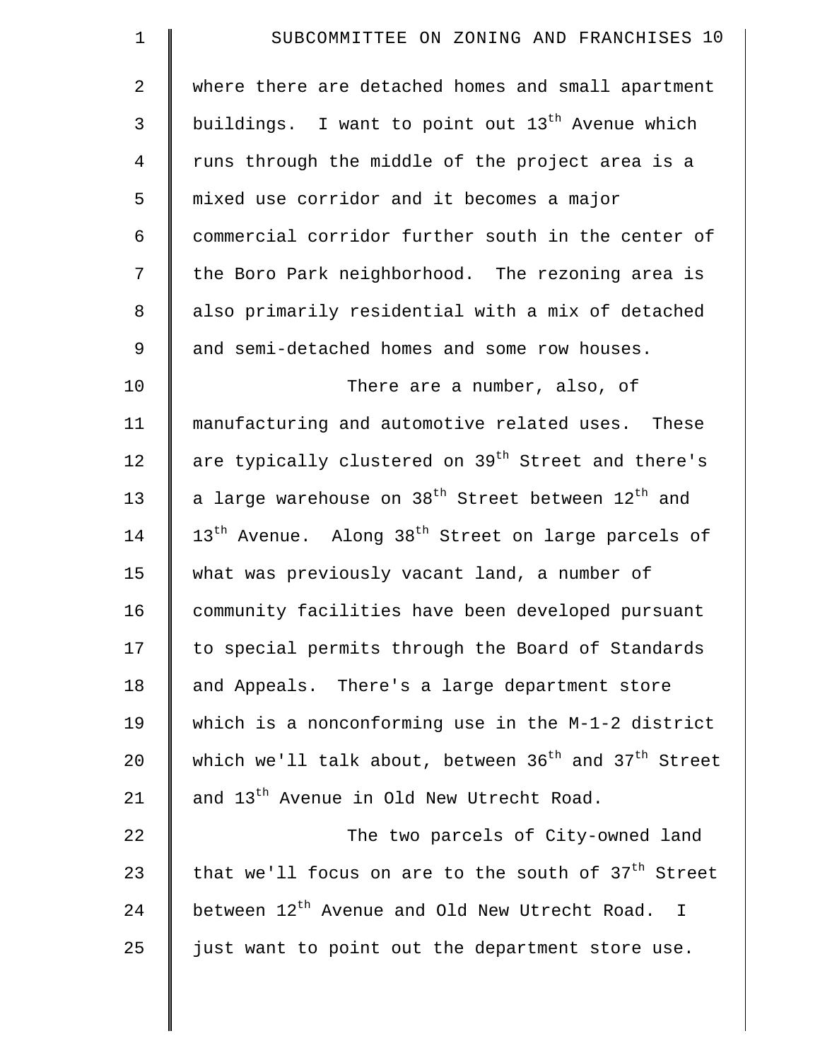where there are detached homes and small apartment buildings. I want to point out 13th Avenue which runs through the middle of the project area is a mixed use corridor and it becomes a major commercial corridor further south in the center of the Boro Park neighborhood. The rezoning area is also primarily residential with a mix of detached and semi-detached homes and some row houses.

There are a number, also, of manufacturing and automotive related uses. These are typically clustered on 39th Street and there's a large warehouse on 38th Street between 12th and 13th Avenue. Along 38th Street on large parcels of what was previously vacant land, a number of community facilities have been developed pursuant to special permits through the Board of Standards and Appeals. There's a large department store which is a nonconforming use in the M-1-2 district which we'll talk about, between 36th and 37th Street and 13th Avenue in Old New Utrecht Road.

The two parcels of City-owned land that we'll focus on are to the south of 37th Street between 12th Avenue and Old New Utrecht Road. I just want to point out the department store use.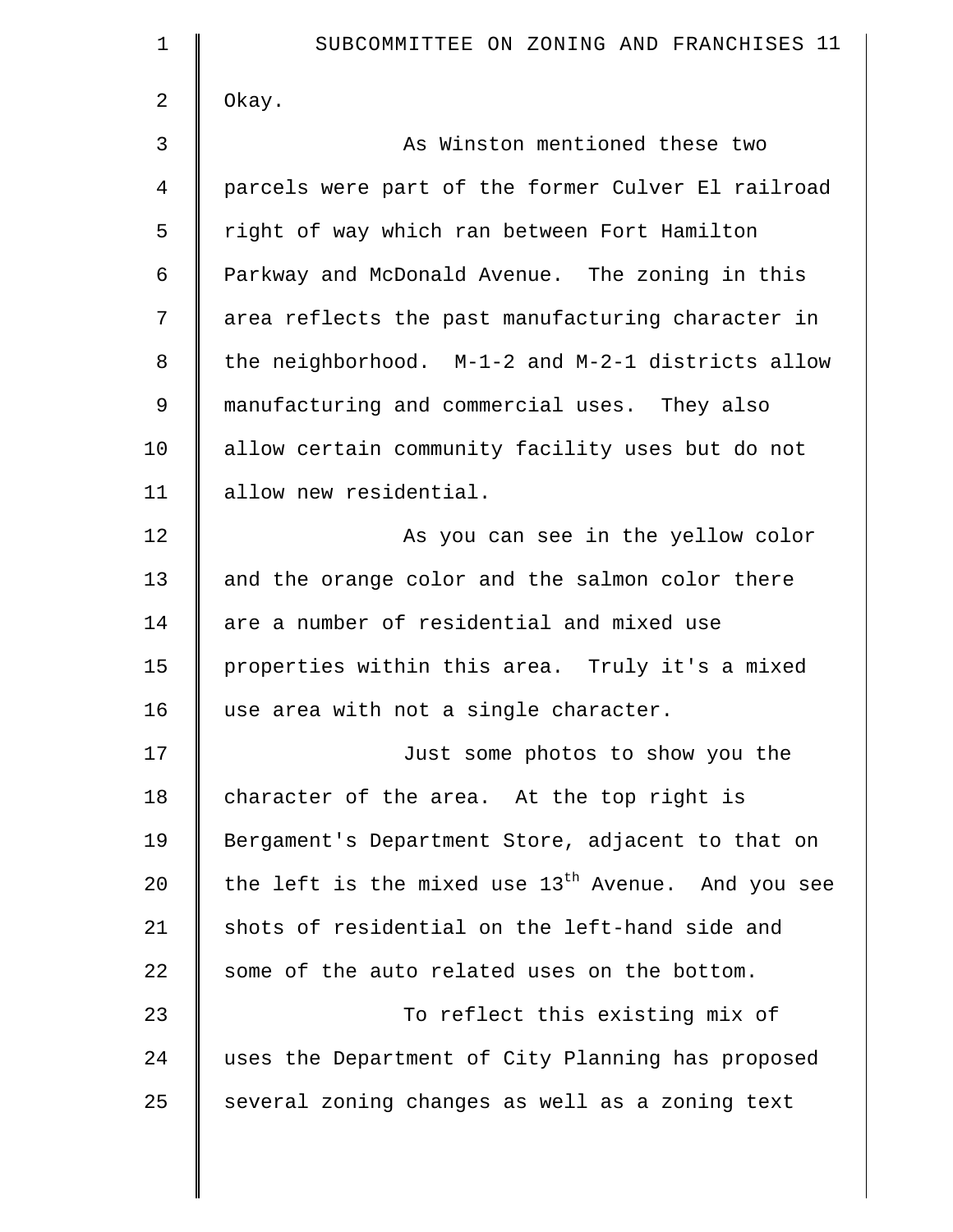Okay.

As Winston mentioned these two parcels were part of the former Culver El railroad right of way which ran between Fort Hamilton Parkway and McDonald Avenue. The zoning in this area reflects the past manufacturing character in the neighborhood. M-1-2 and M-2-1 districts allow manufacturing and commercial uses. They also allow certain community facility uses but do not allow new residential.

As you can see in the yellow color and the orange color and the salmon color there are a number of residential and mixed use properties within this area. Truly it's a mixed use area with not a single character.

Just some photos to show you the character of the area. At the top right is Bergament's Department Store, adjacent to that on the left is the mixed use 13th Avenue. And you see shots of residential on the left-hand side and some of the auto related uses on the bottom.

To reflect this existing mix of uses the Department of City Planning has proposed several zoning changes as well as a zoning text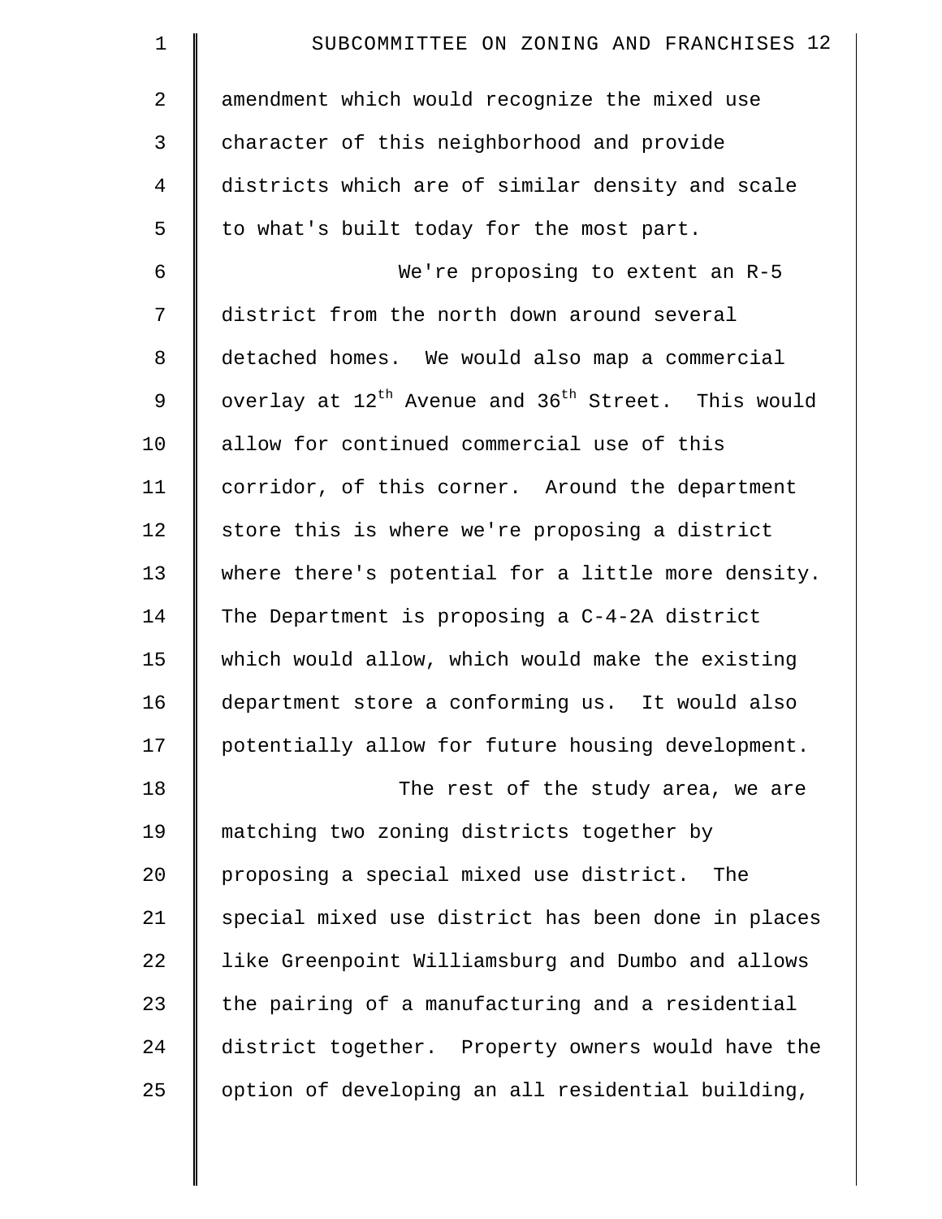amendment which would recognize the mixed use character of this neighborhood and provide districts which are of similar density and scale to what's built today for the most part.

We're proposing to extent an R-5 district from the north down around several detached homes. We would also map a commercial overlay at 12th Avenue and 36th Street. This would allow for continued commercial use of this corridor, of this corner. Around the department store this is where we're proposing a district where there's potential for a little more density. The Department is proposing a C-4-2A district which would allow, which would make the existing department store a conforming us. It would also potentially allow for future housing development.

The rest of the study area, we are matching two zoning districts together by proposing a special mixed use district. The special mixed use district has been done in places like Greenpoint Williamsburg and Dumbo and allows the pairing of a manufacturing and a residential district together. Property owners would have the option of developing an all residential building,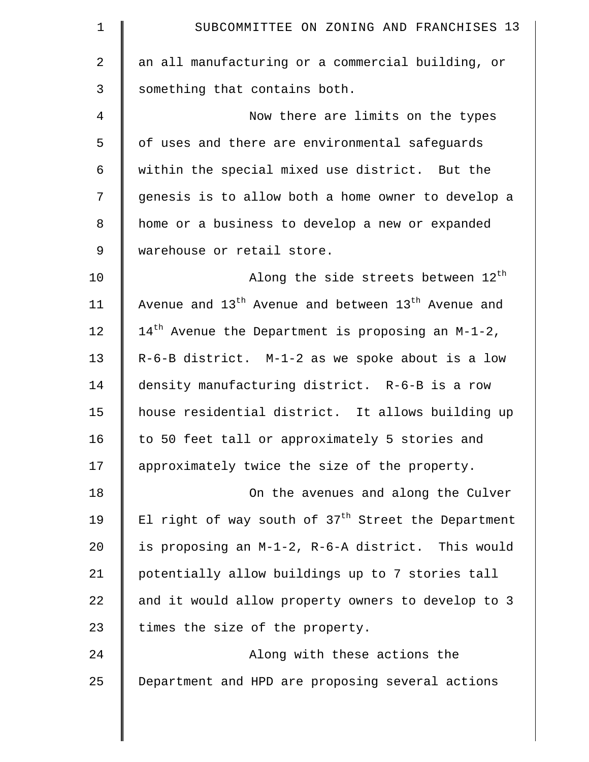an all manufacturing or a commercial building, or something that contains both.

Now there are limits on the types of uses and there are environmental safeguards within the special mixed use district. But the genesis is to allow both a home owner to develop a home or a business to develop a new or expanded warehouse or retail store.

Along the side streets between 12th Avenue and 13th Avenue and between 13th Avenue and 14th Avenue the Department is proposing an M-1-2, R-6-B district. M-1-2 as we spoke about is a low density manufacturing district. R-6-B is a row house residential district. It allows building up to 50 feet tall or approximately 5 stories and approximately twice the size of the property.

On the avenues and along the Culver El right of way south of 37th Street the Department is proposing an M-1-2, R-6-A district. This would potentially allow buildings up to 7 stories tall and it would allow property owners to develop to 3 times the size of the property.

Along with these actions the Department and HPD are proposing several actions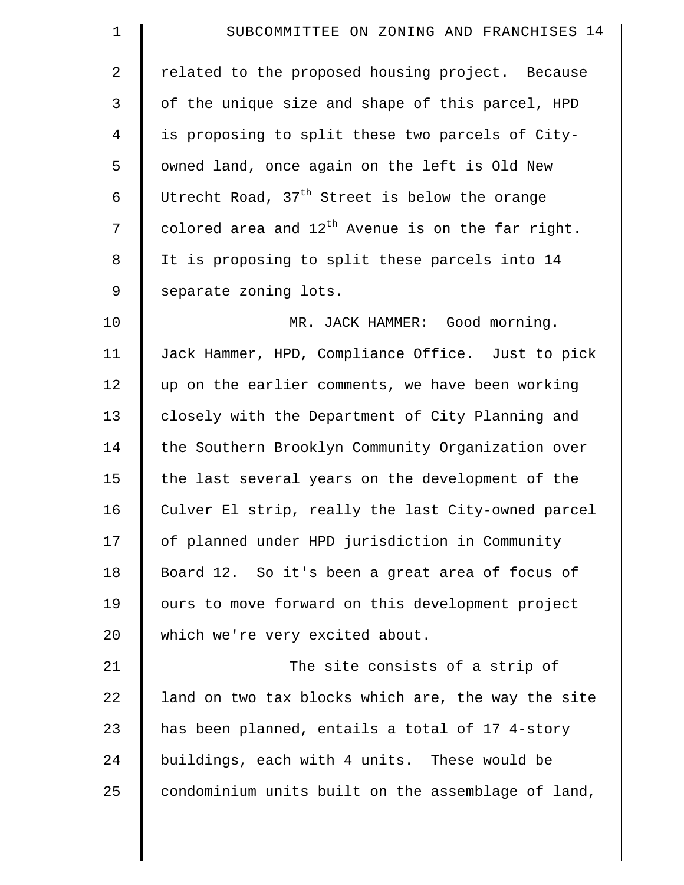related to the proposed housing project. Because of the unique size and shape of this parcel, HPD is proposing to split these two parcels of City-owned land, once again on the left is Old New Utrecht Road, 37th Street is below the orange colored area and 12th Avenue is on the far right. It is proposing to split these parcels into 14 separate zoning lots.

MR. JACK HAMMER: Good morning. Jack Hammer, HPD, Compliance Office. Just to pick up on the earlier comments, we have been working closely with the Department of City Planning and the Southern Brooklyn Community Organization over the last several years on the development of the Culver El strip, really the last City-owned parcel of planned under HPD jurisdiction in Community Board 12. So it's been a great area of focus of ours to move forward on this development project which we're very excited about.

The site consists of a strip of land on two tax blocks which are, the way the site has been planned, entails a total of 17 4-story buildings, each with 4 units. These would be condominium units built on the assemblage of land,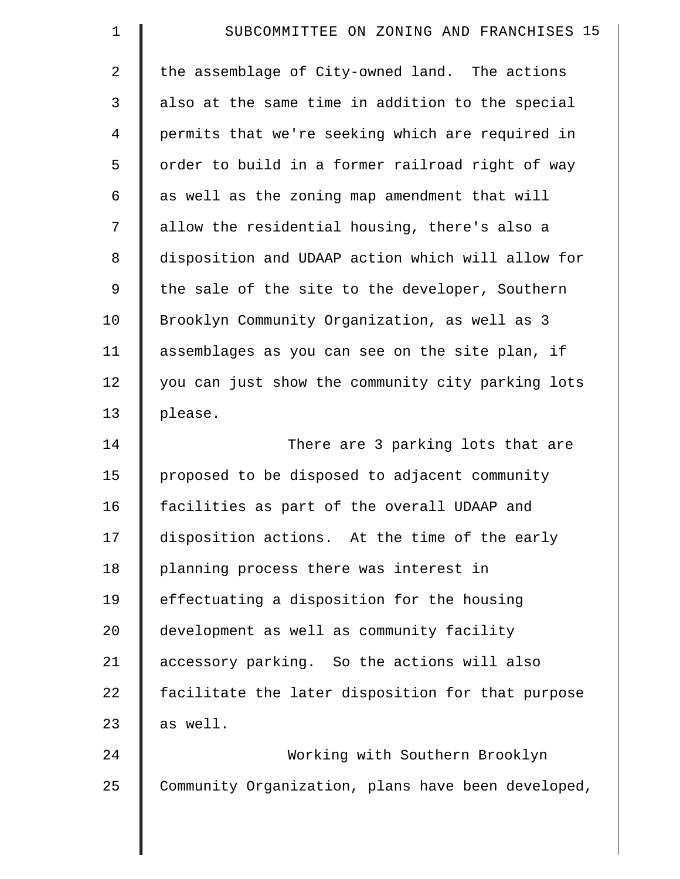the assemblage of City-owned land. The actions also at the same time in addition to the special permits that we're seeking which are required in order to build in a former railroad right of way as well as the zoning map amendment that will allow the residential housing, there's also a disposition and UDAAP action which will allow for the sale of the site to the developer, Southern Brooklyn Community Organization, as well as 3 assemblages as you can see on the site plan, if you can just show the community city parking lots please.

There are 3 parking lots that are proposed to be disposed to adjacent community facilities as part of the overall UDAAP and disposition actions. At the time of the early planning process there was interest in effectuating a disposition for the housing development as well as community facility accessory parking. So the actions will also facilitate the later disposition for that purpose as well.

Working with Southern Brooklyn Community Organization, plans have been developed,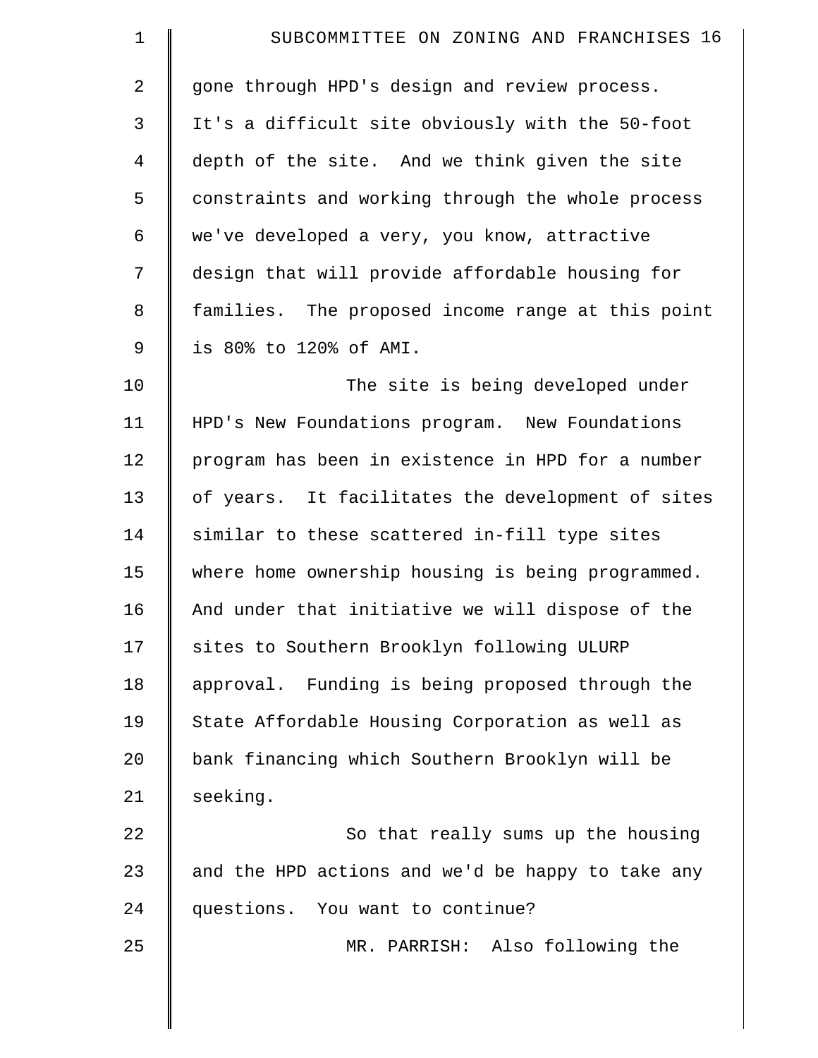gone through HPD's design and review process. It's a difficult site obviously with the 50-foot depth of the site. And we think given the site constraints and working through the whole process we've developed a very, you know, attractive design that will provide affordable housing for families. The proposed income range at this point is 80% to 120% of AMI.

The site is being developed under HPD's New Foundations program. New Foundations program has been in existence in HPD for a number of years. It facilitates the development of sites similar to these scattered in-fill type sites where home ownership housing is being programmed. And under that initiative we will dispose of the sites to Southern Brooklyn following ULURP approval. Funding is being proposed through the State Affordable Housing Corporation as well as bank financing which Southern Brooklyn will be seeking.

So that really sums up the housing and the HPD actions and we'd be happy to take any questions. You want to continue?

MR. PARRISH: Also following the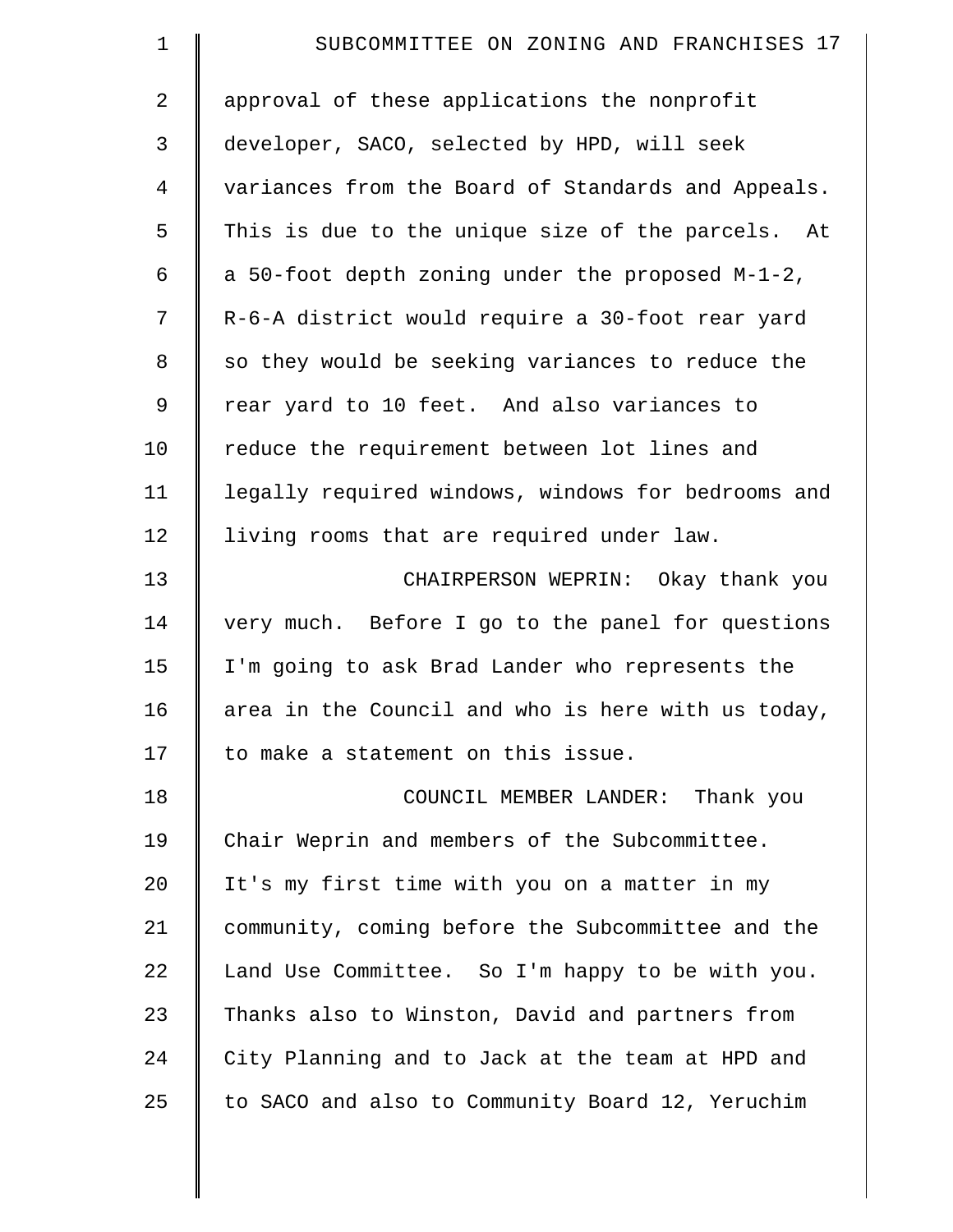approval of these applications the nonprofit developer, SACO, selected by HPD, will seek variances from the Board of Standards and Appeals. This is due to the unique size of the parcels. At a 50-foot depth zoning under the proposed M-1-2, R-6-A district would require a 30-foot rear yard so they would be seeking variances to reduce the rear yard to 10 feet. And also variances to reduce the requirement between lot lines and legally required windows, windows for bedrooms and living rooms that are required under law.

CHAIRPERSON WEPRIN: Okay thank you very much. Before I go to the panel for questions I'm going to ask Brad Lander who represents the area in the Council and who is here with us today, to make a statement on this issue.

COUNCIL MEMBER LANDER: Thank you Chair Weprin and members of the Subcommittee. It's my first time with you on a matter in my community, coming before the Subcommittee and the Land Use Committee. So I'm happy to be with you. Thanks also to Winston, David and partners from City Planning and to Jack at the team at HPD and to SACO and also to Community Board 12, Yeruchim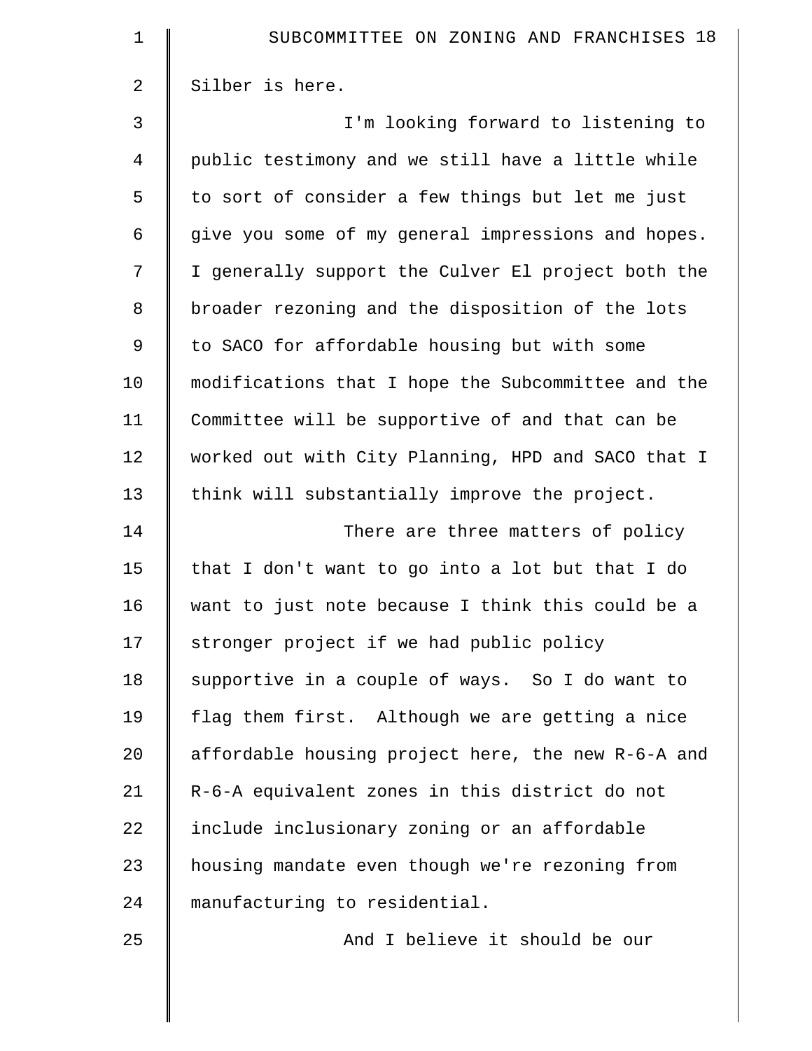Silber is here.

I'm looking forward to listening to public testimony and we still have a little while to sort of consider a few things but let me just give you some of my general impressions and hopes. I generally support the Culver El project both the broader rezoning and the disposition of the lots to SACO for affordable housing but with some modifications that I hope the Subcommittee and the Committee will be supportive of and that can be worked out with City Planning, HPD and SACO that I think will substantially improve the project.

There are three matters of policy that I don't want to go into a lot but that I do want to just note because I think this could be a stronger project if we had public policy supportive in a couple of ways. So I do want to flag them first. Although we are getting a nice affordable housing project here, the new R-6-A and R-6-A equivalent zones in this district do not include inclusionary zoning or an affordable housing mandate even though we're rezoning from manufacturing to residential.

And I believe it should be our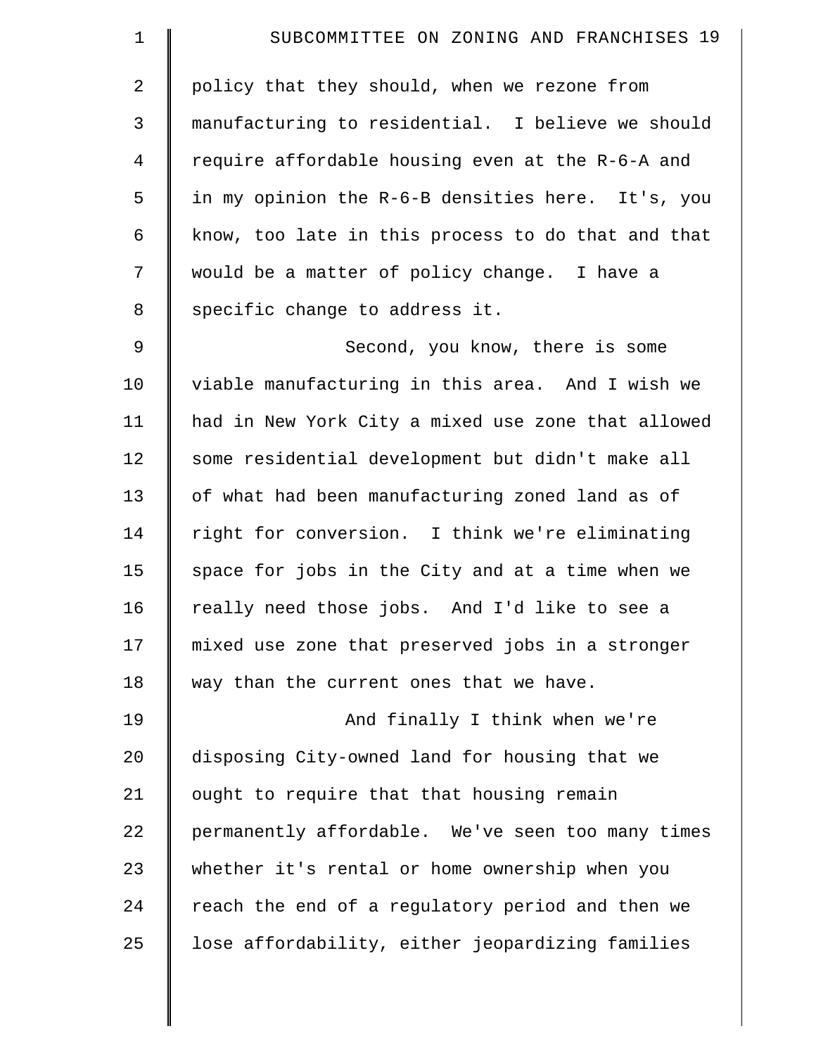policy that they should, when we rezone from manufacturing to residential. I believe we should require affordable housing even at the R-6-A and in my opinion the R-6-B densities here. It's, you know, too late in this process to do that and that would be a matter of policy change. I have a specific change to address it.

Second, you know, there is some viable manufacturing in this area. And I wish we had in New York City a mixed use zone that allowed some residential development but didn't make all of what had been manufacturing zoned land as of right for conversion. I think we're eliminating space for jobs in the City and at a time when we really need those jobs. And I'd like to see a mixed use zone that preserved jobs in a stronger way than the current ones that we have.

And finally I think when we're disposing City-owned land for housing that we ought to require that that housing remain permanently affordable. We've seen too many times whether it's rental or home ownership when you reach the end of a regulatory period and then we lose affordability, either jeopardizing families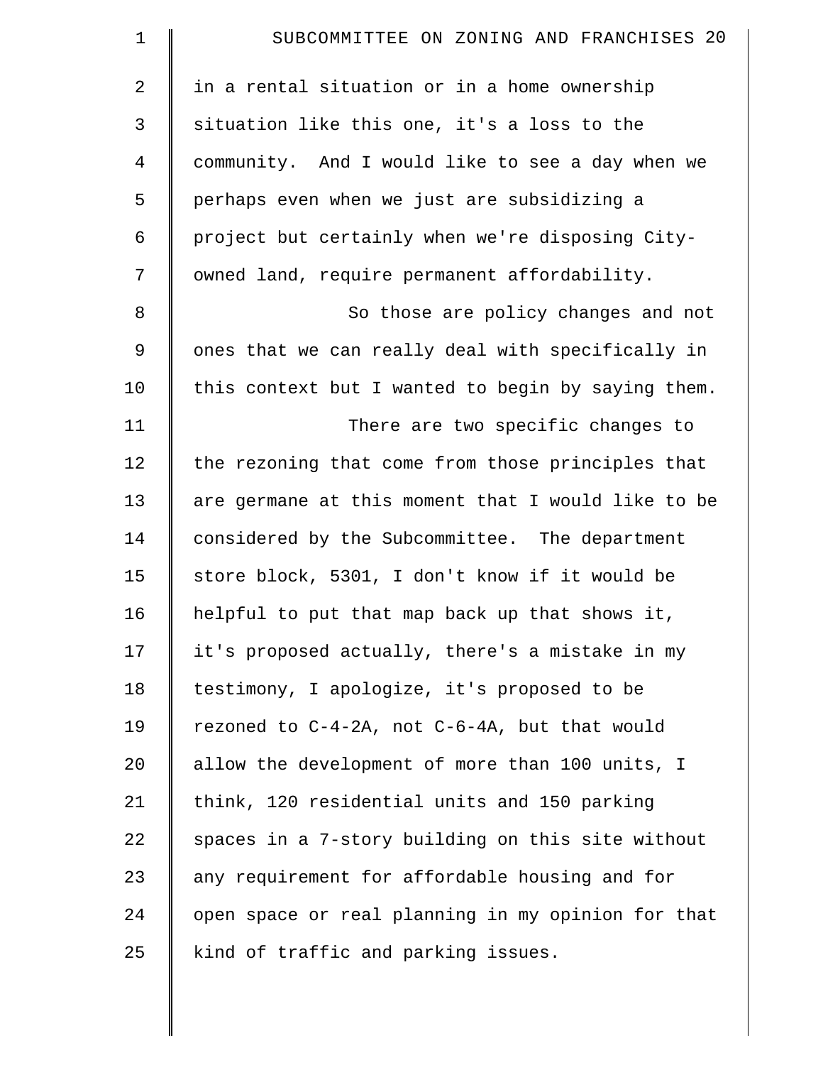in a rental situation or in a home ownership situation like this one, it's a loss to the community. And I would like to see a day when we perhaps even when we just are subsidizing a project but certainly when we're disposing City-owned land, require permanent affordability.

So those are policy changes and not ones that we can really deal with specifically in this context but I wanted to begin by saying them.

There are two specific changes to the rezoning that come from those principles that are germane at this moment that I would like to be considered by the Subcommittee. The department store block, 5301, I don't know if it would be helpful to put that map back up that shows it, it's proposed actually, there's a mistake in my testimony, I apologize, it's proposed to be rezoned to C-4-2A, not C-6-4A, but that would allow the development of more than 100 units, I think, 120 residential units and 150 parking spaces in a 7-story building on this site without any requirement for affordable housing and for open space or real planning in my opinion for that kind of traffic and parking issues.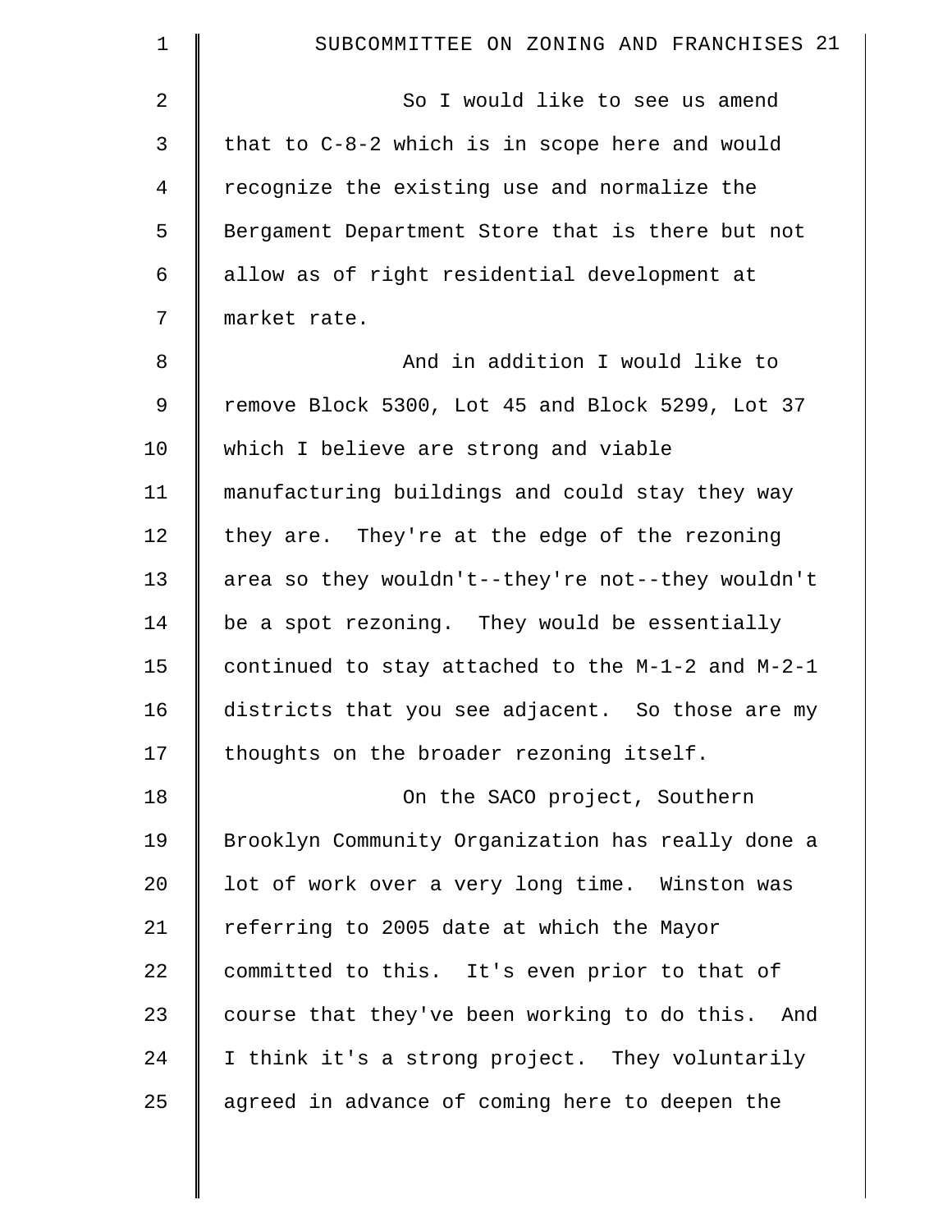So I would like to see us amend that to C-8-2 which is in scope here and would recognize the existing use and normalize the Bergament Department Store that is there but not allow as of right residential development at market rate.

And in addition I would like to remove Block 5300, Lot 45 and Block 5299, Lot 37 which I believe are strong and viable manufacturing buildings and could stay they way they are. They're at the edge of the rezoning area so they wouldn't--they're not--they wouldn't be a spot rezoning. They would be essentially continued to stay attached to the M-1-2 and M-2-1 districts that you see adjacent. So those are my thoughts on the broader rezoning itself.

On the SACO project, Southern Brooklyn Community Organization has really done a lot of work over a very long time. Winston was referring to 2005 date at which the Mayor committed to this. It's even prior to that of course that they've been working to do this. And I think it's a strong project. They voluntarily agreed in advance of coming here to deepen the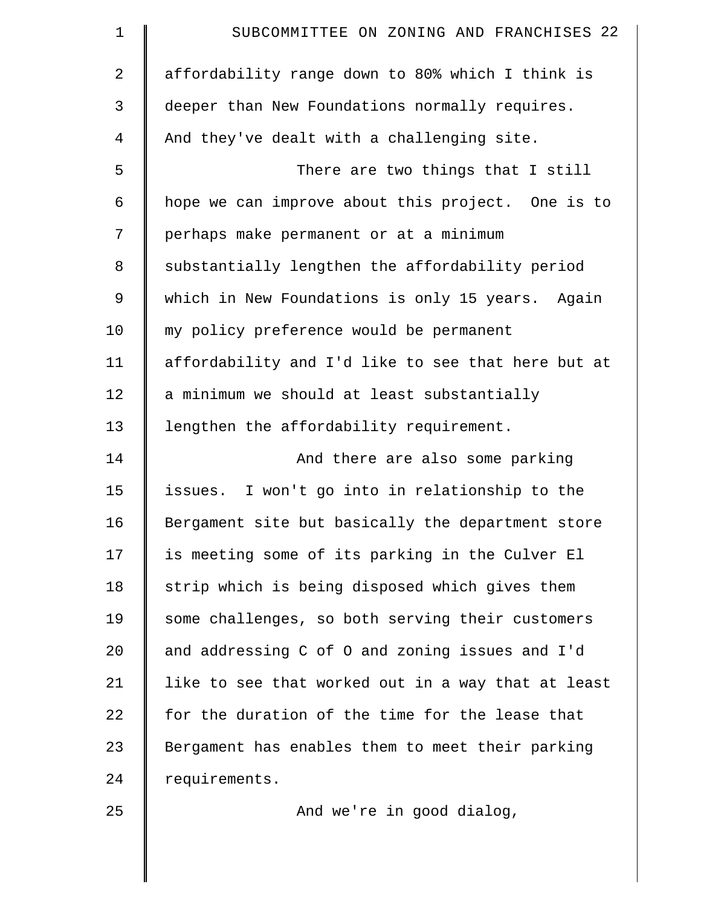affordability range down to 80% which I think is deeper than New Foundations normally requires. And they've dealt with a challenging site.

There are two things that I still hope we can improve about this project. One is to perhaps make permanent or at a minimum substantially lengthen the affordability period which in New Foundations is only 15 years. Again my policy preference would be permanent affordability and I'd like to see that here but at a minimum we should at least substantially lengthen the affordability requirement.

And there are also some parking issues. I won't go into in relationship to the Bergament site but basically the department store is meeting some of its parking in the Culver El strip which is being disposed which gives them some challenges, so both serving their customers and addressing C of O and zoning issues and I'd like to see that worked out in a way that at least for the duration of the time for the lease that Bergament has enables them to meet their parking requirements.

And we're in good dialog,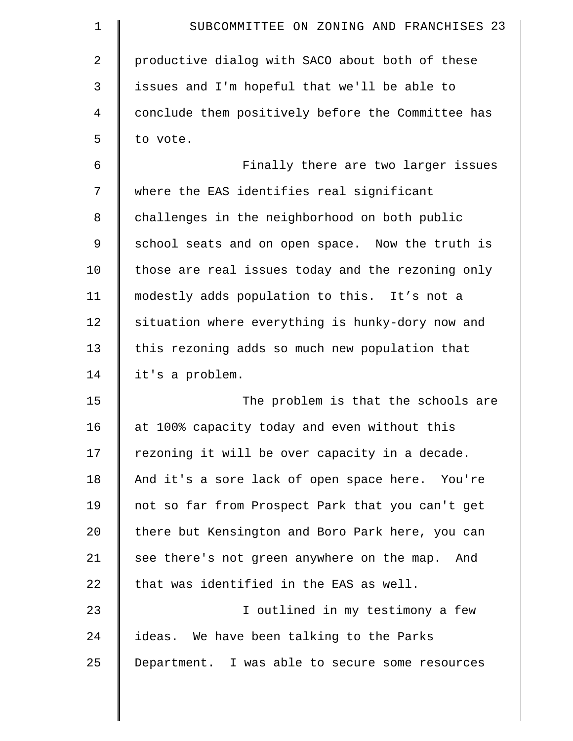productive dialog with SACO about both of these issues and I'm hopeful that we'll be able to conclude them positively before the Committee has to vote.

Finally there are two larger issues where the EAS identifies real significant challenges in the neighborhood on both public school seats and on open space. Now the truth is those are real issues today and the rezoning only modestly adds population to this. It's not a situation where everything is hunky-dory now and this rezoning adds so much new population that it's a problem.

The problem is that the schools are at 100% capacity today and even without this rezoning it will be over capacity in a decade. And it's a sore lack of open space here. You're not so far from Prospect Park that you can't get there but Kensington and Boro Park here, you can see there's not green anywhere on the map. And that was identified in the EAS as well.

I outlined in my testimony a few ideas. We have been talking to the Parks Department. I was able to secure some resources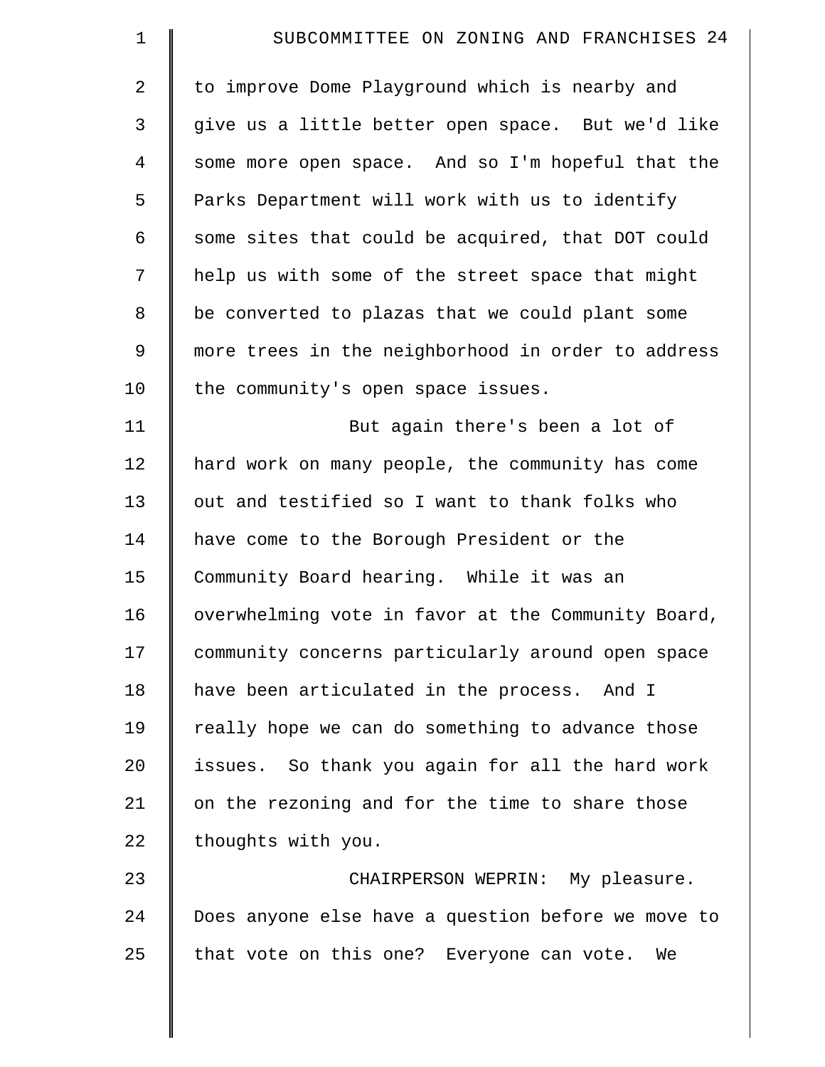to improve Dome Playground which is nearby and give us a little better open space. But we'd like some more open space. And so I'm hopeful that the Parks Department will work with us to identify some sites that could be acquired, that DOT could help us with some of the street space that might be converted to plazas that we could plant some more trees in the neighborhood in order to address the community's open space issues.

But again there's been a lot of hard work on many people, the community has come out and testified so I want to thank folks who have come to the Borough President or the Community Board hearing. While it was an overwhelming vote in favor at the Community Board, community concerns particularly around open space have been articulated in the process. And I really hope we can do something to advance those issues. So thank you again for all the hard work on the rezoning and for the time to share those thoughts with you.

CHAIRPERSON WEPRIN: My pleasure. Does anyone else have a question before we move to that vote on this one? Everyone can vote. We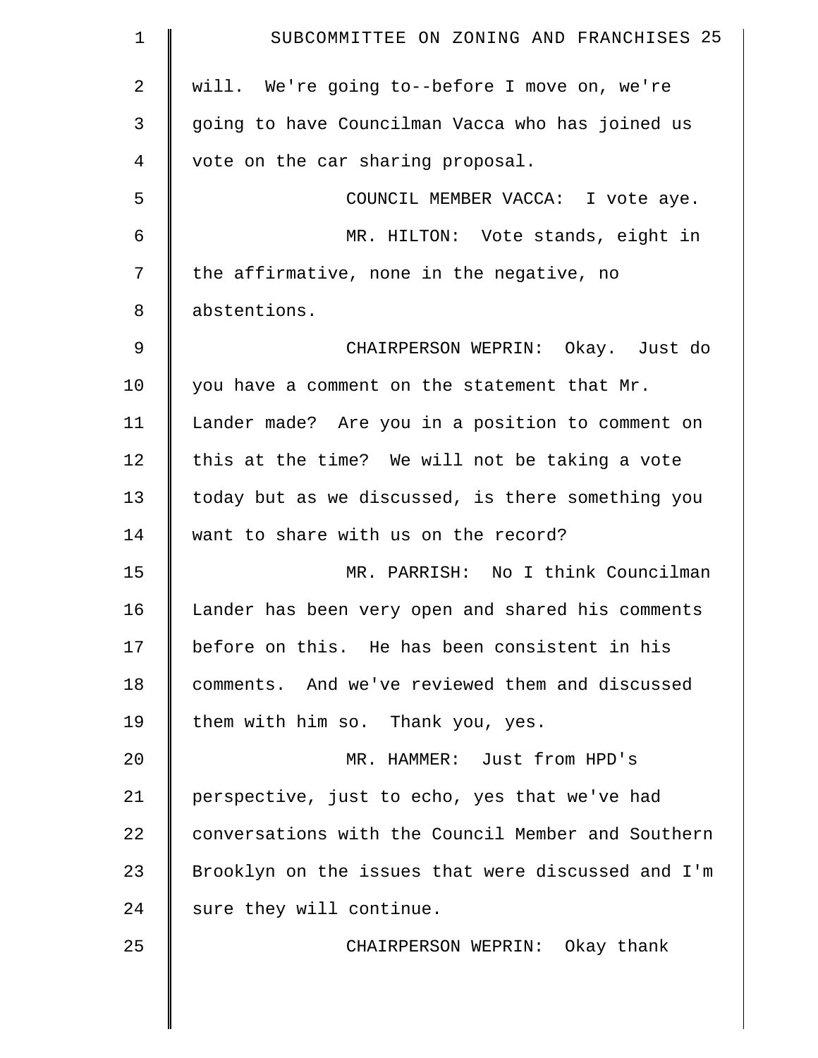will. We're going to--before I move on, we're going to have Councilman Vacca who has joined us vote on the car sharing proposal.

COUNCIL MEMBER VACCA: I vote aye.

MR. HILTON: Vote stands, eight in the affirmative, none in the negative, no abstentions.

CHAIRPERSON WEPRIN: Okay. Just do you have a comment on the statement that Mr. Lander made? Are you in a position to comment on this at the time? We will not be taking a vote today but as we discussed, is there something you want to share with us on the record?

MR. PARRISH: No I think Councilman Lander has been very open and shared his comments before on this. He has been consistent in his comments. And we've reviewed them and discussed them with him so. Thank you, yes.

MR. HAMMER: Just from HPD's perspective, just to echo, yes that we've had conversations with the Council Member and Southern Brooklyn on the issues that were discussed and I'm sure they will continue.

CHAIRPERSON WEPRIN: Okay thank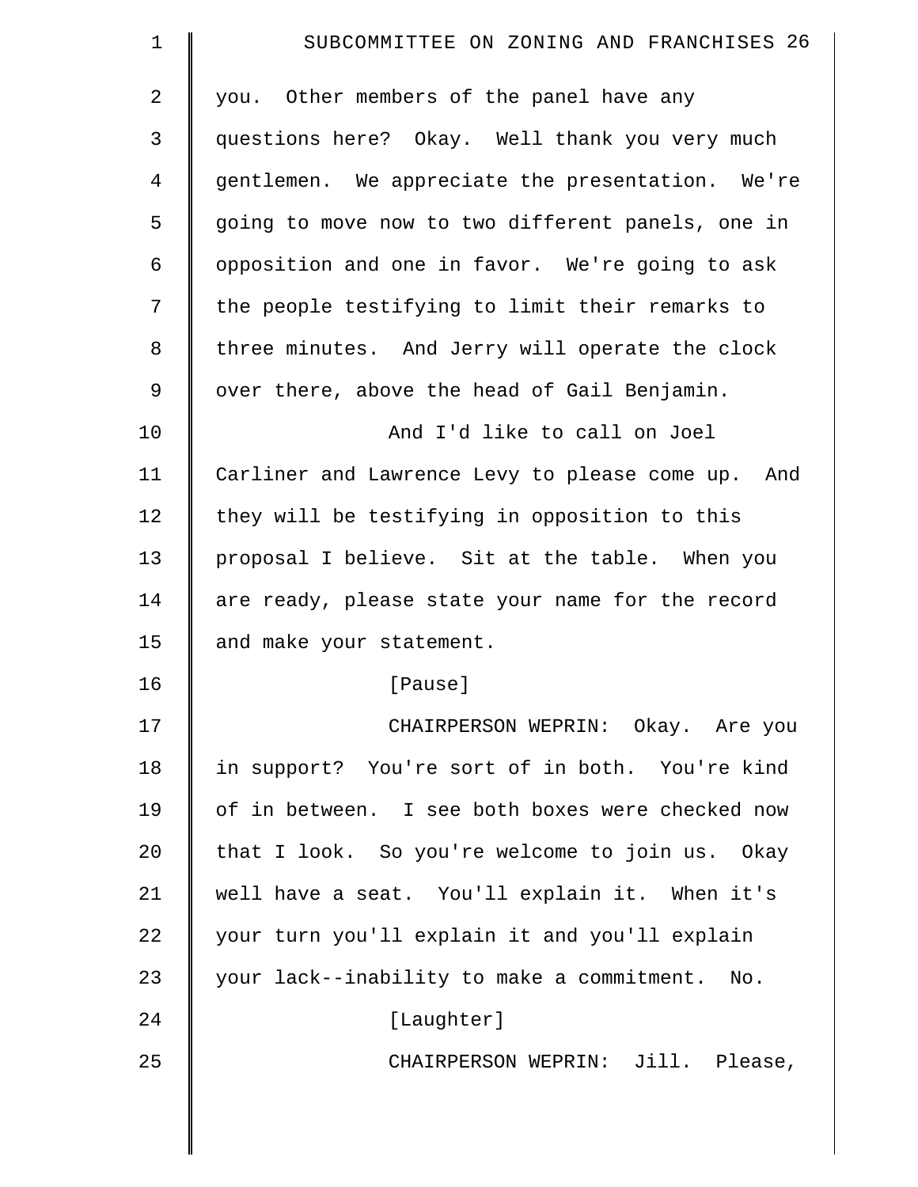you. Other members of the panel have any questions here? Okay. Well thank you very much gentlemen. We appreciate the presentation. We're going to move now to two different panels, one in opposition and one in favor. We're going to ask the people testifying to limit their remarks to three minutes. And Jerry will operate the clock over there, above the head of Gail Benjamin.

And I'd like to call on Joel Carliner and Lawrence Levy to please come up. And they will be testifying in opposition to this proposal I believe. Sit at the table. When you are ready, please state your name for the record and make your statement.

[Pause]

CHAIRPERSON WEPRIN: Okay. Are you in support? You're sort of in both. You're kind of in between. I see both boxes were checked now that I look. So you're welcome to join us. Okay well have a seat. You'll explain it. When it's your turn you'll explain it and you'll explain your lack--inability to make a commitment. No.

[Laughter]

CHAIRPERSON WEPRIN: Jill. Please,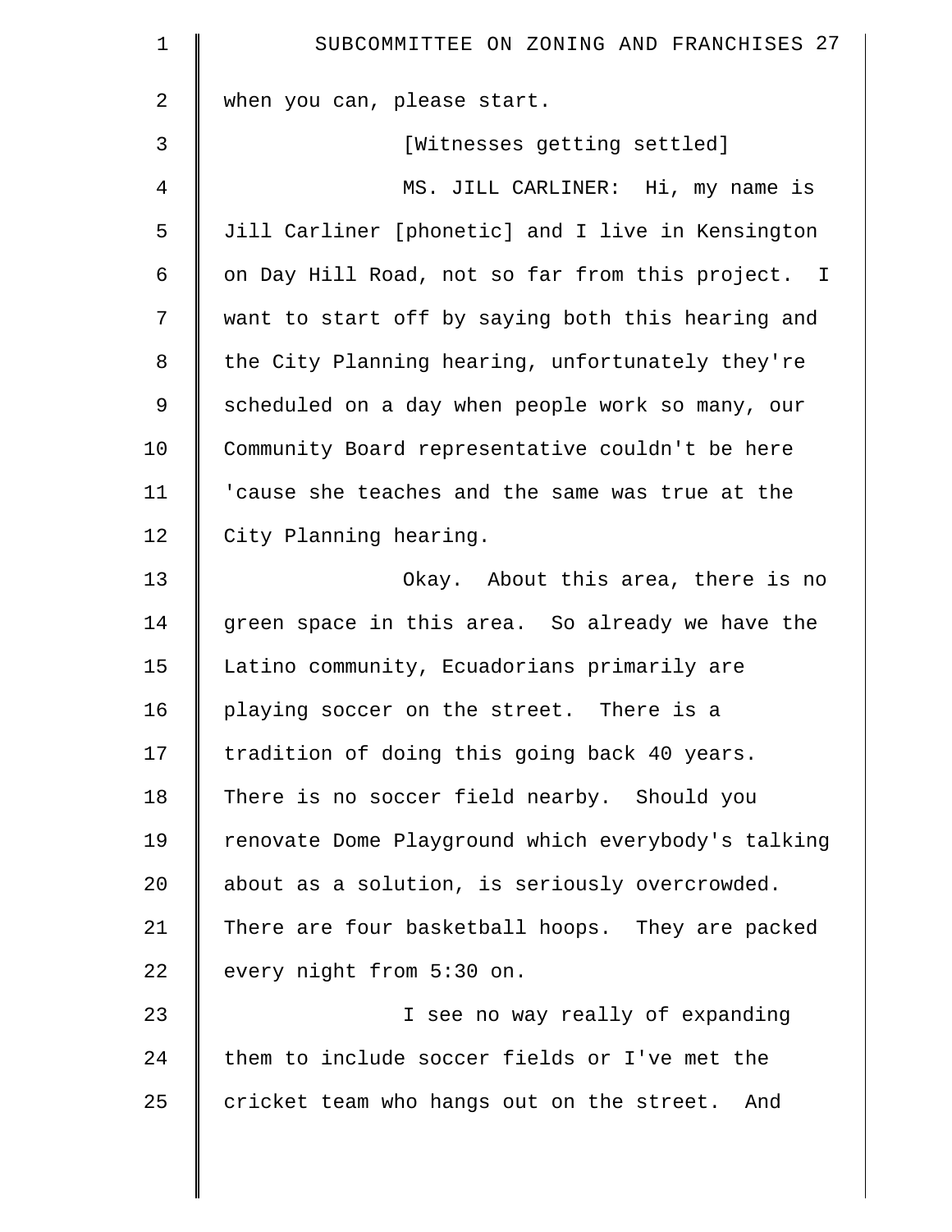when you can, please start.

[Witnesses getting settled]

MS. JILL CARLINER: Hi, my name is Jill Carliner [phonetic] and I live in Kensington on Day Hill Road, not so far from this project. I want to start off by saying both this hearing and the City Planning hearing, unfortunately they're scheduled on a day when people work so many, our Community Board representative couldn't be here 'cause she teaches and the same was true at the City Planning hearing.

Okay. About this area, there is no green space in this area. So already we have the Latino community, Ecuadorians primarily are playing soccer on the street. There is a tradition of doing this going back 40 years. There is no soccer field nearby. Should you renovate Dome Playground which everybody's talking about as a solution, is seriously overcrowded. There are four basketball hoops. They are packed every night from 5:30 on.

I see no way really of expanding them to include soccer fields or I've met the cricket team who hangs out on the street. And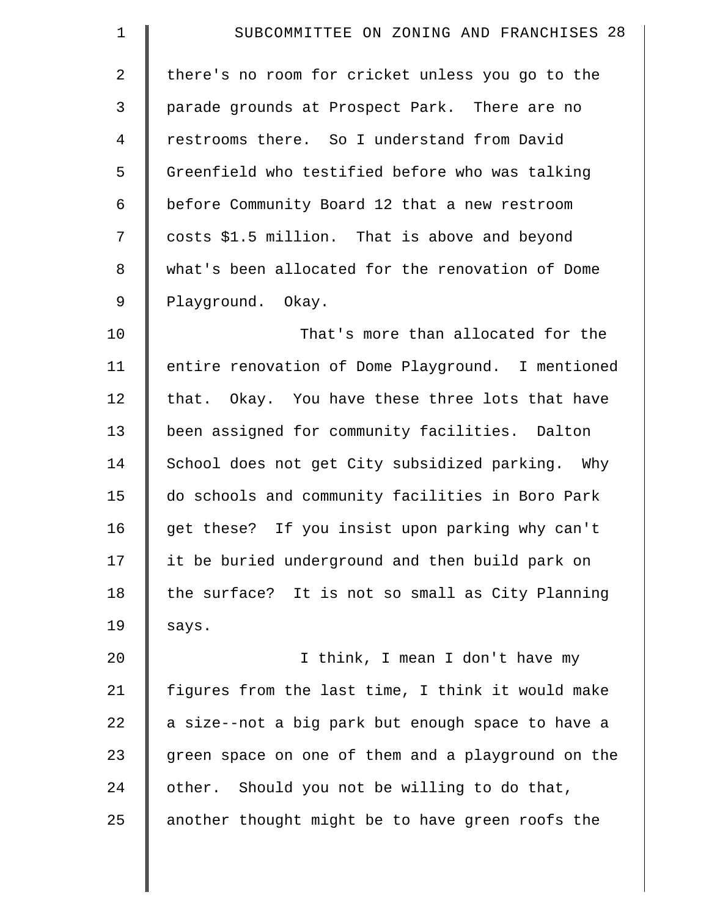there's no room for cricket unless you go to the parade grounds at Prospect Park. There are no restrooms there. So I understand from David Greenfield who testified before who was talking before Community Board 12 that a new restroom costs $1.5 million. That is above and beyond what's been allocated for the renovation of Dome Playground. Okay.

That's more than allocated for the entire renovation of Dome Playground. I mentioned that. Okay. You have these three lots that have been assigned for community facilities. Dalton School does not get City subsidized parking. Why do schools and community facilities in Boro Park get these? If you insist upon parking why can't it be buried underground and then build park on the surface? It is not so small as City Planning says.

I think, I mean I don't have my figures from the last time, I think it would make a size--not a big park but enough space to have a green space on one of them and a playground on the other. Should you not be willing to do that, another thought might be to have green roofs the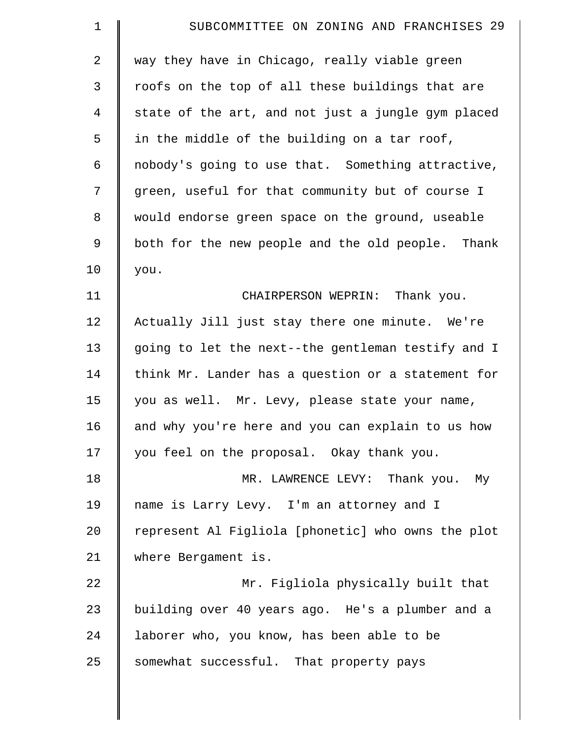way they have in Chicago, really viable green roofs on the top of all these buildings that are state of the art, and not just a jungle gym placed in the middle of the building on a tar roof, nobody's going to use that. Something attractive, green, useful for that community but of course I would endorse green space on the ground, useable both for the new people and the old people. Thank you.

CHAIRPERSON WEPRIN: Thank you. Actually Jill just stay there one minute. We're going to let the next--the gentleman testify and I think Mr. Lander has a question or a statement for you as well. Mr. Levy, please state your name, and why you're here and you can explain to us how you feel on the proposal. Okay thank you.

MR. LAWRENCE LEVY: Thank you. My name is Larry Levy. I'm an attorney and I represent Al Figliola [phonetic] who owns the plot where Bergament is.

Mr. Figliola physically built that building over 40 years ago. He's a plumber and a laborer who, you know, has been able to be somewhat successful. That property pays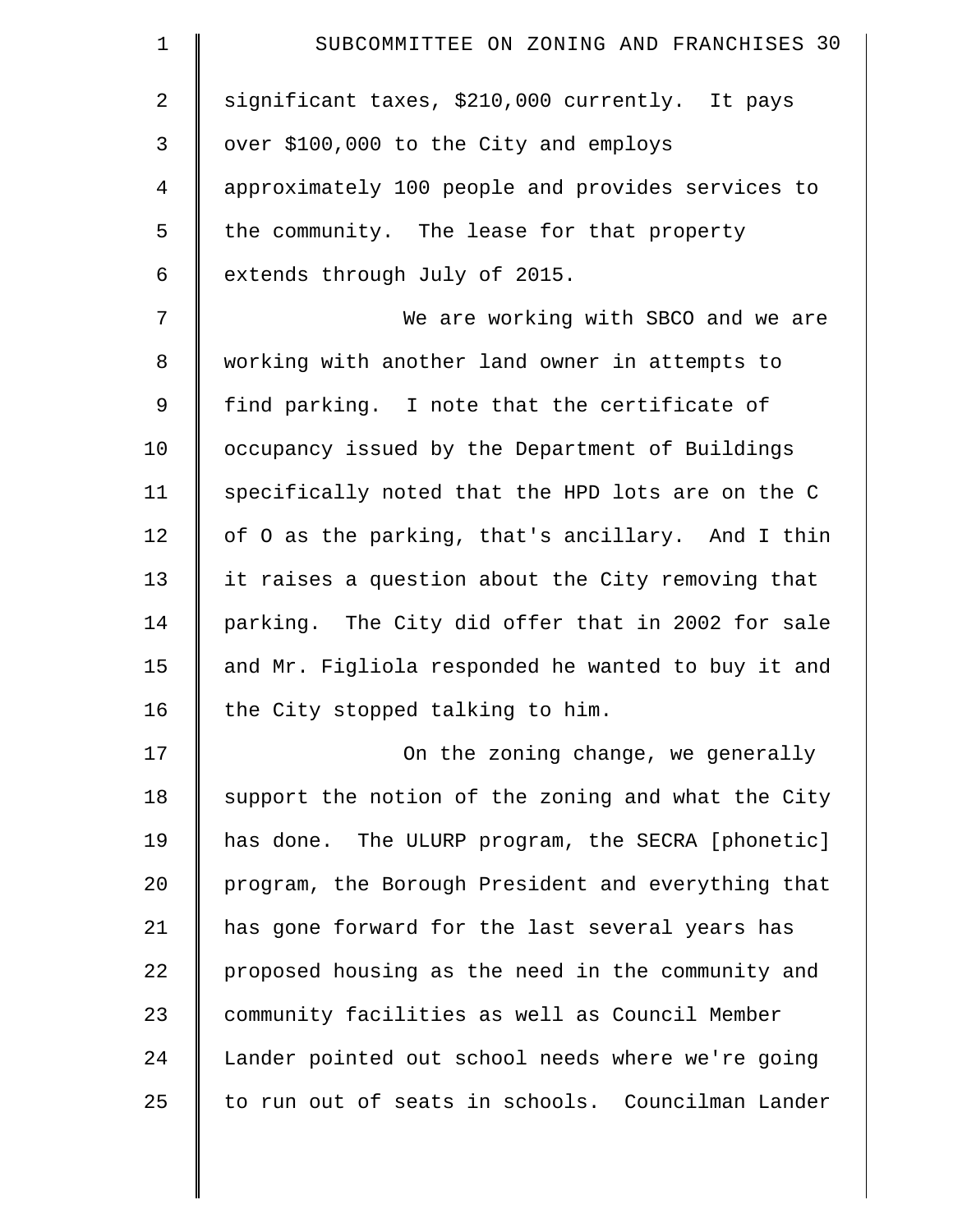significant taxes, $210,000 currently. It pays over $100,000 to the City and employs approximately 100 people and provides services to the community. The lease for that property extends through July of 2015.

We are working with SBCO and we are working with another land owner in attempts to find parking. I note that the certificate of occupancy issued by the Department of Buildings specifically noted that the HPD lots are on the C of O as the parking, that's ancillary. And I thin it raises a question about the City removing that parking. The City did offer that in 2002 for sale and Mr. Figliola responded he wanted to buy it and the City stopped talking to him.

On the zoning change, we generally support the notion of the zoning and what the City has done. The ULURP program, the SECRA [phonetic] program, the Borough President and everything that has gone forward for the last several years has proposed housing as the need in the community and community facilities as well as Council Member Lander pointed out school needs where we're going to run out of seats in schools. Councilman Lander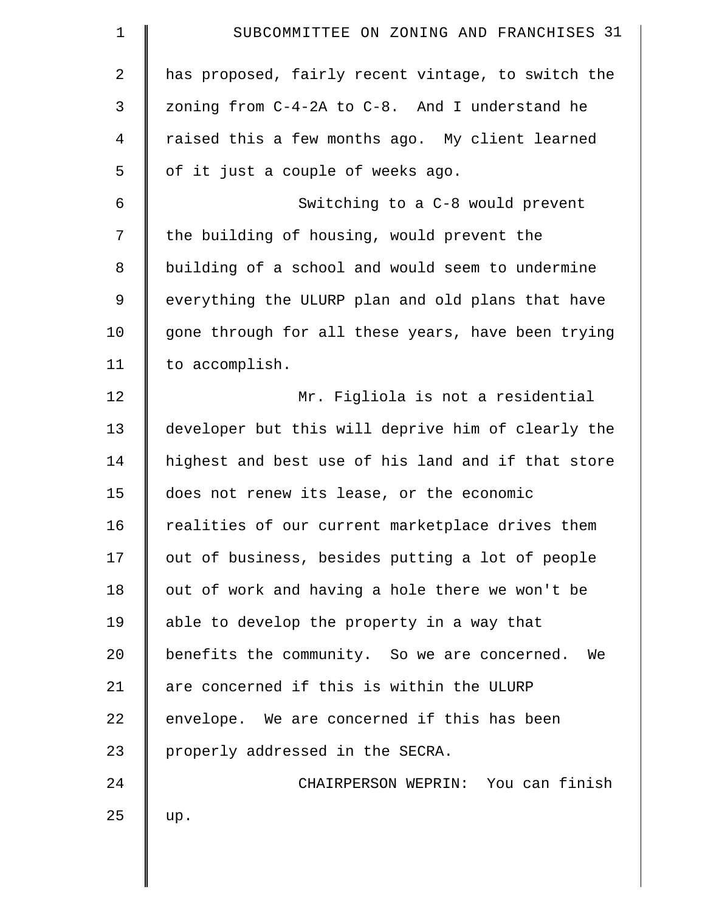has proposed, fairly recent vintage, to switch the zoning from C-4-2A to C-8. And I understand he raised this a few months ago. My client learned of it just a couple of weeks ago.

Switching to a C-8 would prevent the building of housing, would prevent the building of a school and would seem to undermine everything the ULURP plan and old plans that have gone through for all these years, have been trying to accomplish.

Mr. Figliola is not a residential developer but this will deprive him of clearly the highest and best use of his land and if that store does not renew its lease, or the economic realities of our current marketplace drives them out of business, besides putting a lot of people out of work and having a hole there we won't be able to develop the property in a way that benefits the community. So we are concerned. We are concerned if this is within the ULURP envelope. We are concerned if this has been properly addressed in the SECRA.

CHAIRPERSON WEPRIN: You can finish up.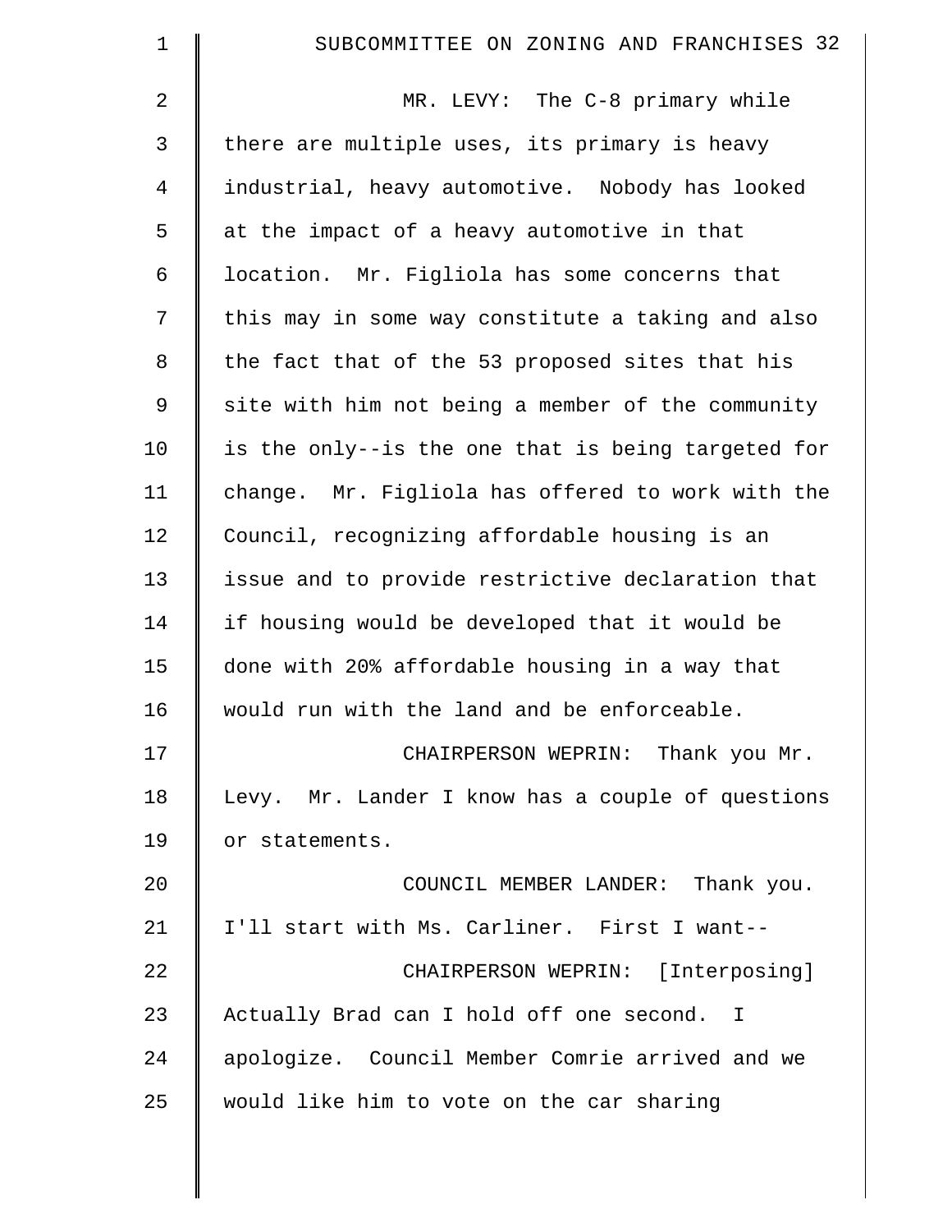MR. LEVY: The C-8 primary while there are multiple uses, its primary is heavy industrial, heavy automotive. Nobody has looked at the impact of a heavy automotive in that location. Mr. Figliola has some concerns that this may in some way constitute a taking and also the fact that of the 53 proposed sites that his site with him not being a member of the community is the only--is the one that is being targeted for change. Mr. Figliola has offered to work with the Council, recognizing affordable housing is an issue and to provide restrictive declaration that if housing would be developed that it would be done with 20% affordable housing in a way that would run with the land and be enforceable.

CHAIRPERSON WEPRIN: Thank you Mr. Levy. Mr. Lander I know has a couple of questions or statements.

COUNCIL MEMBER LANDER: Thank you. I'll start with Ms. Carliner. First I want--

CHAIRPERSON WEPRIN: [Interposing] Actually Brad can I hold off one second. I apologize. Council Member Comrie arrived and we would like him to vote on the car sharing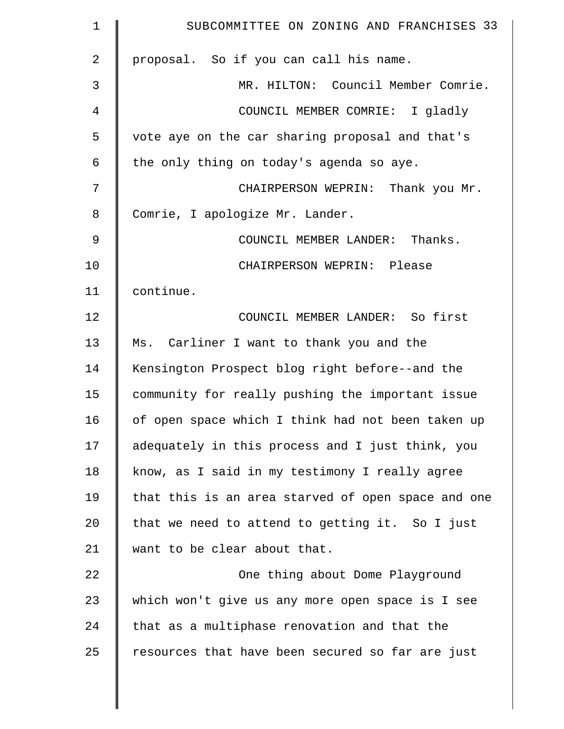proposal. So if you can call his name.

MR. HILTON: Council Member Comrie.

COUNCIL MEMBER COMRIE: I gladly vote aye on the car sharing proposal and that's the only thing on today's agenda so aye.

CHAIRPERSON WEPRIN: Thank you Mr. Comrie, I apologize Mr. Lander.

COUNCIL MEMBER LANDER: Thanks.

CHAIRPERSON WEPRIN: Please continue.

COUNCIL MEMBER LANDER: So first Ms. Carliner I want to thank you and the Kensington Prospect blog right before--and the community for really pushing the important issue of open space which I think had not been taken up adequately in this process and I just think, you know, as I said in my testimony I really agree that this is an area starved of open space and one that we need to attend to getting it. So I just want to be clear about that.

One thing about Dome Playground which won't give us any more open space is I see that as a multiphase renovation and that the resources that have been secured so far are just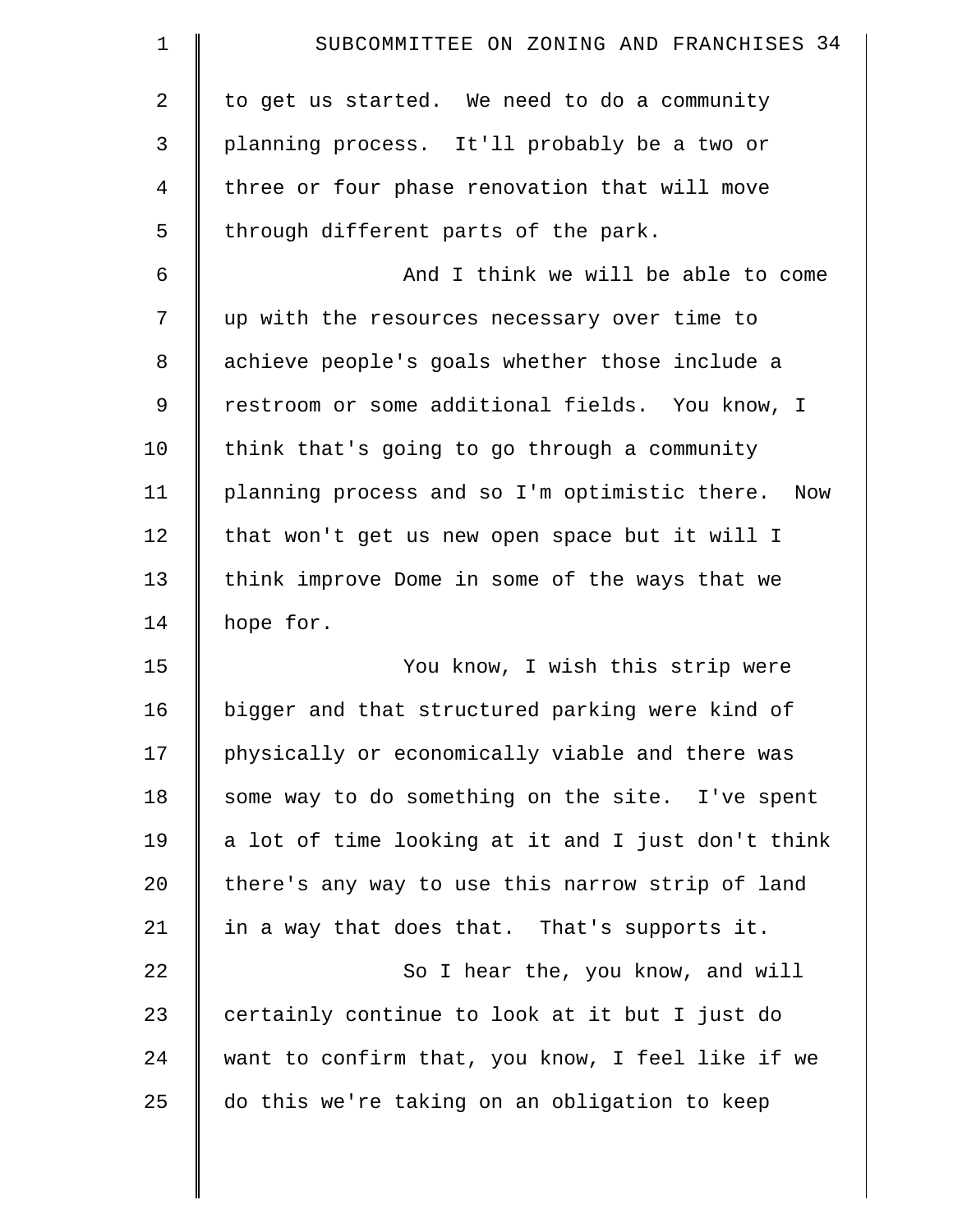to get us started. We need to do a community planning process. It'll probably be a two or three or four phase renovation that will move through different parts of the park.

And I think we will be able to come up with the resources necessary over time to achieve people's goals whether those include a restroom or some additional fields. You know, I think that's going to go through a community planning process and so I'm optimistic there. Now that won't get us new open space but it will I think improve Dome in some of the ways that we hope for.

You know, I wish this strip were bigger and that structured parking were kind of physically or economically viable and there was some way to do something on the site. I've spent a lot of time looking at it and I just don't think there's any way to use this narrow strip of land in a way that does that. That's supports it.

So I hear the, you know, and will certainly continue to look at it but I just do want to confirm that, you know, I feel like if we do this we're taking on an obligation to keep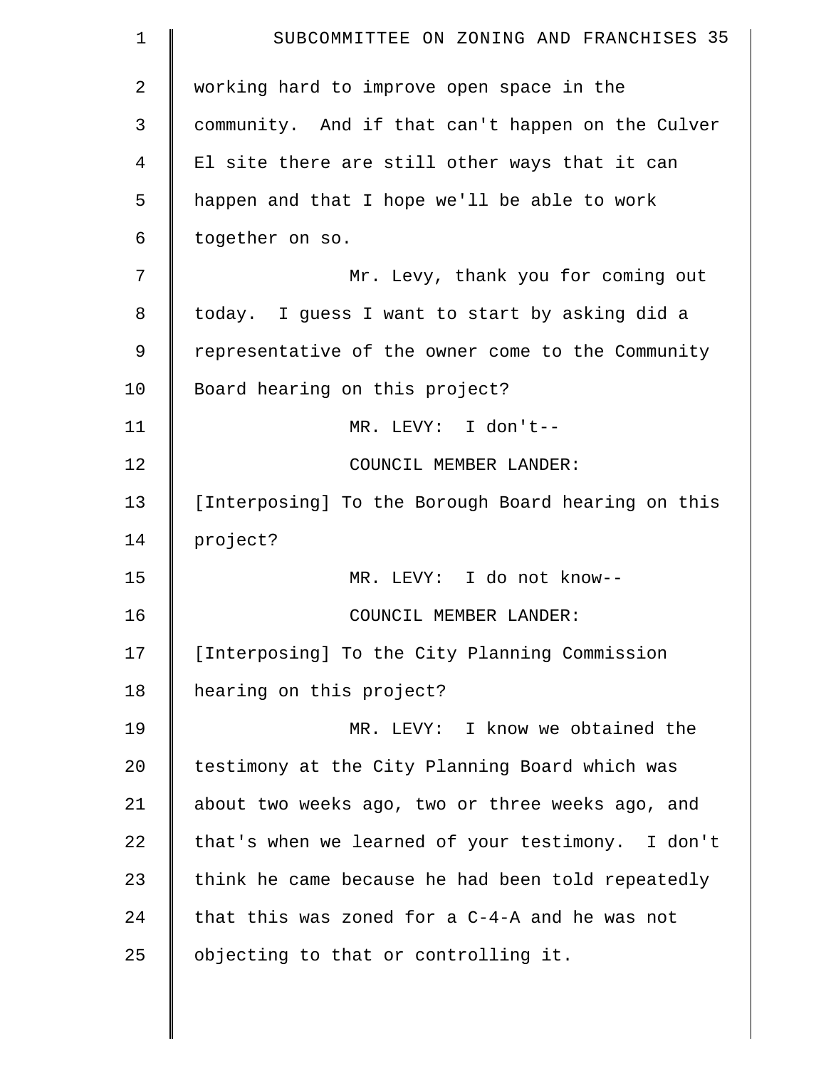working hard to improve open space in the community. And if that can't happen on the Culver El site there are still other ways that it can happen and that I hope we'll be able to work together on so.

Mr. Levy, thank you for coming out today. I guess I want to start by asking did a representative of the owner come to the Community Board hearing on this project?

MR. LEVY: I don't--

COUNCIL MEMBER LANDER: [Interposing] To the Borough Board hearing on this project?

MR. LEVY: I do not know--

COUNCIL MEMBER LANDER: [Interposing] To the City Planning Commission hearing on this project?

MR. LEVY: I know we obtained the testimony at the City Planning Board which was about two weeks ago, two or three weeks ago, and that's when we learned of your testimony. I don't think he came because he had been told repeatedly that this was zoned for a C-4-A and he was not objecting to that or controlling it.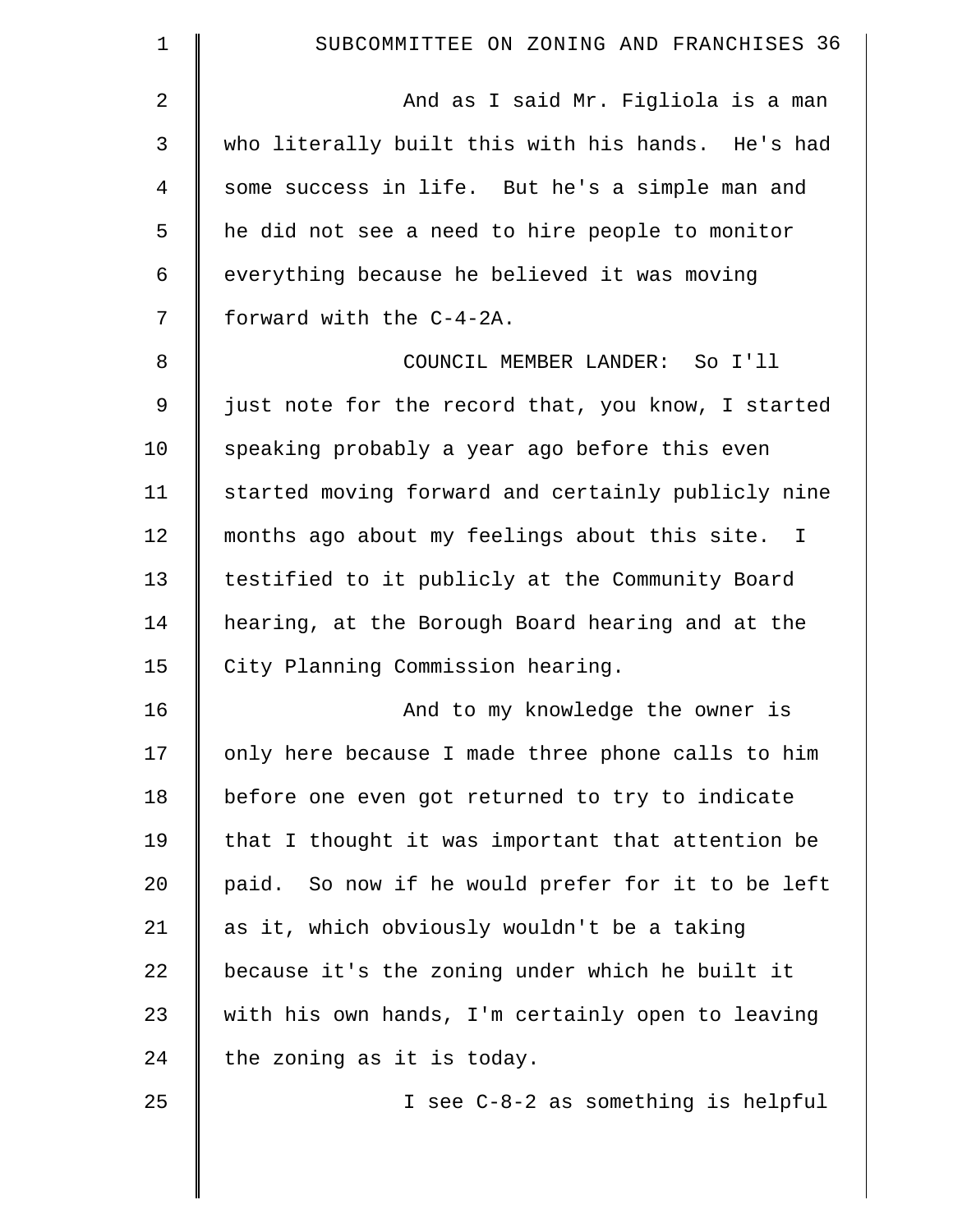And as I said Mr. Figliola is a man who literally built this with his hands. He's had some success in life. But he's a simple man and he did not see a need to hire people to monitor everything because he believed it was moving forward with the C-4-2A.

COUNCIL MEMBER LANDER: So I'll just note for the record that, you know, I started speaking probably a year ago before this even started moving forward and certainly publicly nine months ago about my feelings about this site. I testified to it publicly at the Community Board hearing, at the Borough Board hearing and at the City Planning Commission hearing.

And to my knowledge the owner is only here because I made three phone calls to him before one even got returned to try to indicate that I thought it was important that attention be paid. So now if he would prefer for it to be left as it, which obviously wouldn't be a taking because it's the zoning under which he built it with his own hands, I'm certainly open to leaving the zoning as it is today.

I see C-8-2 as something is helpful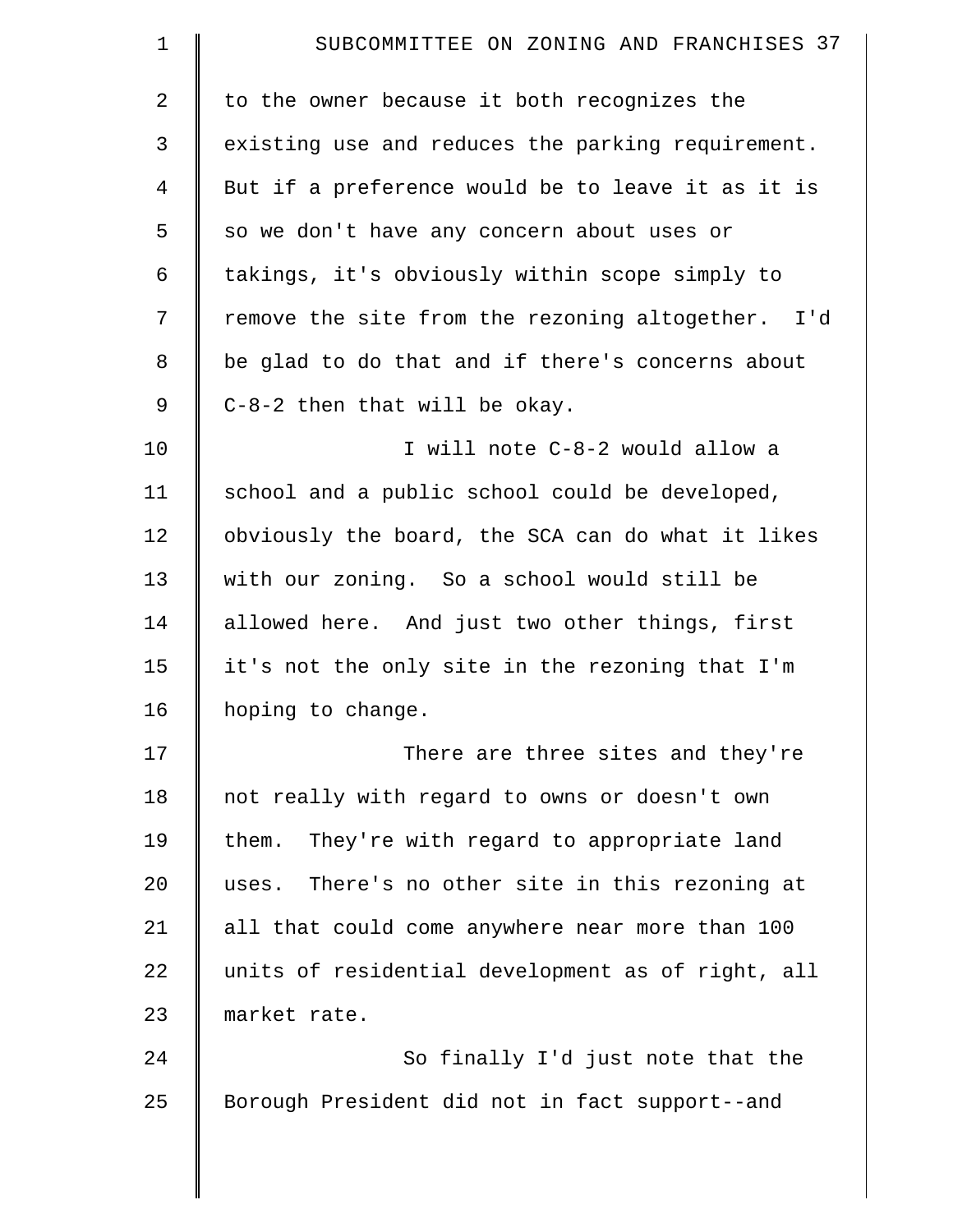to the owner because it both recognizes the existing use and reduces the parking requirement. But if a preference would be to leave it as it is so we don't have any concern about uses or takings, it's obviously within scope simply to remove the site from the rezoning altogether. I'd be glad to do that and if there's concerns about C-8-2 then that will be okay.

I will note C-8-2 would allow a school and a public school could be developed, obviously the board, the SCA can do what it likes with our zoning. So a school would still be allowed here. And just two other things, first it's not the only site in the rezoning that I'm hoping to change.

There are three sites and they're not really with regard to owns or doesn't own them. They're with regard to appropriate land uses. There's no other site in this rezoning at all that could come anywhere near more than 100 units of residential development as of right, all market rate.

So finally I'd just note that the Borough President did not in fact support--and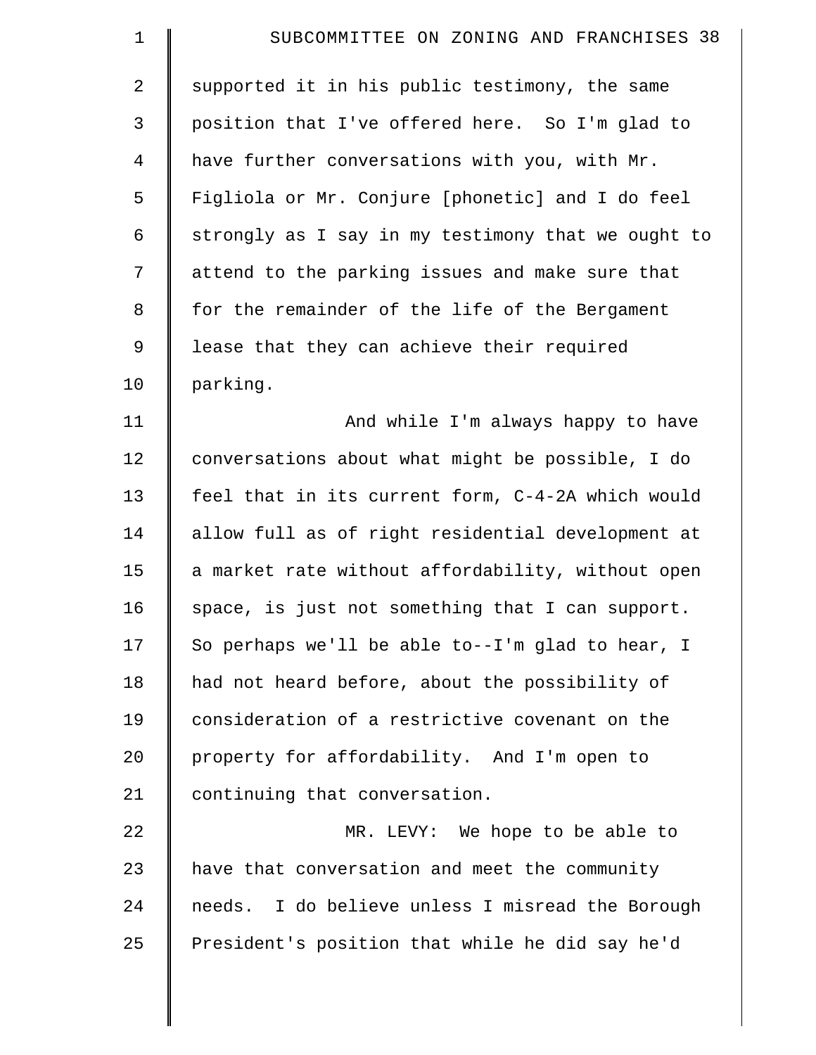supported it in his public testimony, the same position that I've offered here. So I'm glad to have further conversations with you, with Mr. Figliola or Mr. Conjure [phonetic] and I do feel strongly as I say in my testimony that we ought to attend to the parking issues and make sure that for the remainder of the life of the Bergament lease that they can achieve their required parking.

And while I'm always happy to have conversations about what might be possible, I do feel that in its current form, C-4-2A which would allow full as of right residential development at a market rate without affordability, without open space, is just not something that I can support. So perhaps we'll be able to--I'm glad to hear, I had not heard before, about the possibility of consideration of a restrictive covenant on the property for affordability. And I'm open to continuing that conversation.

MR. LEVY: We hope to be able to have that conversation and meet the community needs. I do believe unless I misread the Borough President's position that while he did say he'd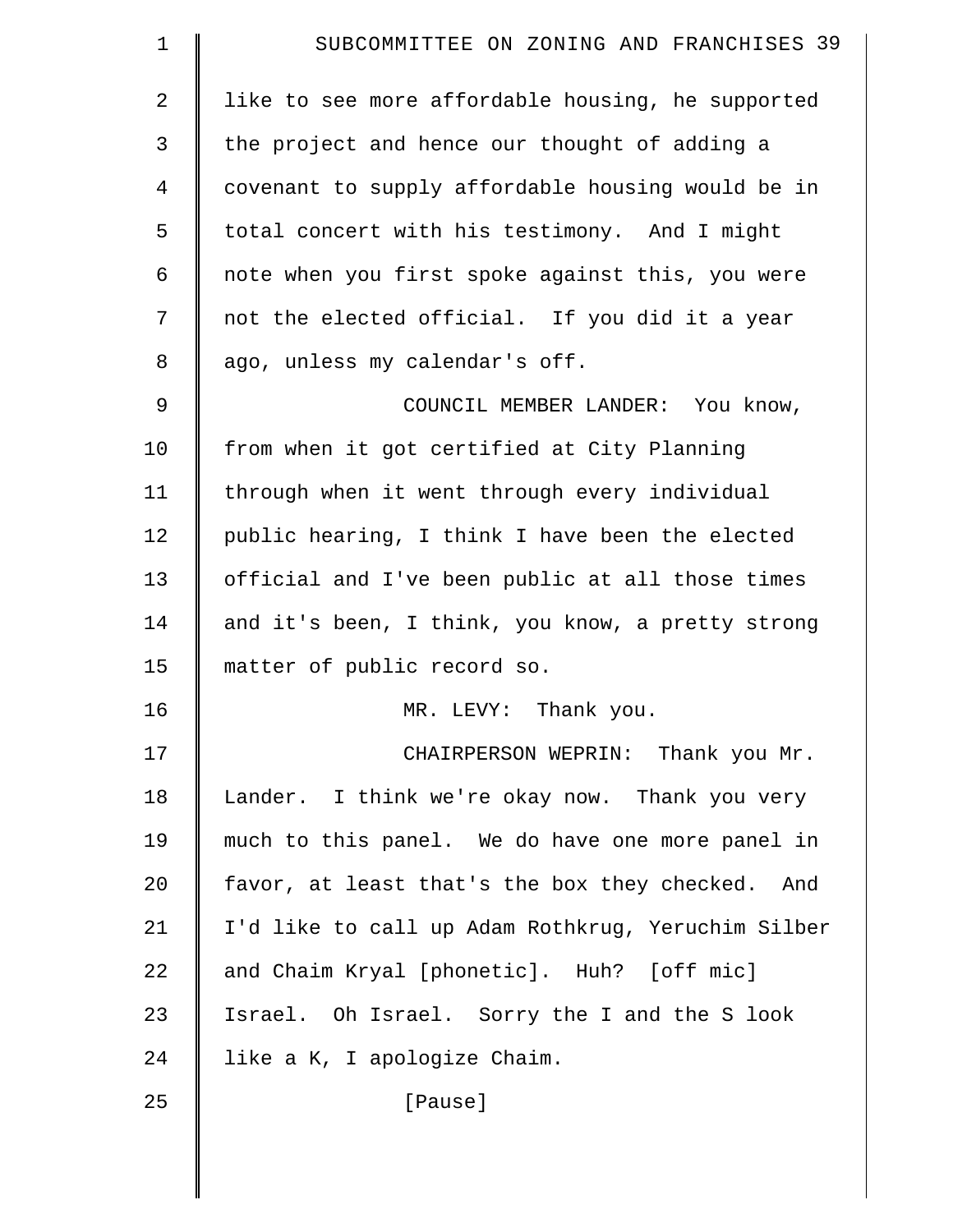like to see more affordable housing, he supported the project and hence our thought of adding a covenant to supply affordable housing would be in total concert with his testimony. And I might note when you first spoke against this, you were not the elected official. If you did it a year ago, unless my calendar's off.

COUNCIL MEMBER LANDER: You know, from when it got certified at City Planning through when it went through every individual public hearing, I think I have been the elected official and I've been public at all those times and it's been, I think, you know, a pretty strong matter of public record so.

MR. LEVY: Thank you.

CHAIRPERSON WEPRIN: Thank you Mr. Lander. I think we're okay now. Thank you very much to this panel. We do have one more panel in favor, at least that's the box they checked. And I'd like to call up Adam Rothkrug, Yeruchim Silber and Chaim Kryal [phonetic]. Huh? [off mic] Israel. Oh Israel. Sorry the I and the S look like a K, I apologize Chaim.

[Pause]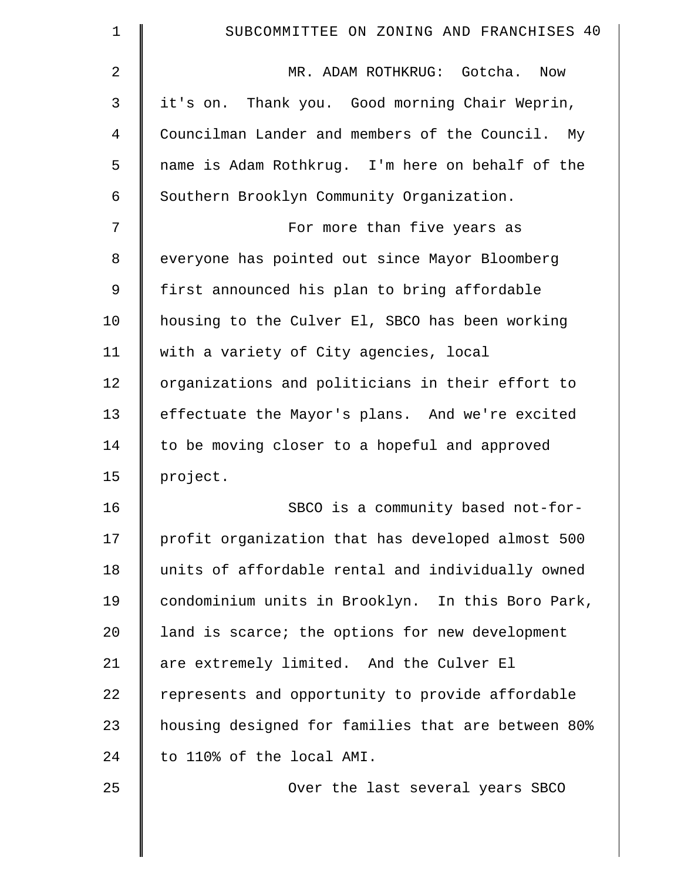MR. ADAM ROTHKRUG: Gotcha. Now it's on. Thank you. Good morning Chair Weprin, Councilman Lander and members of the Council. My name is Adam Rothkrug. I'm here on behalf of the Southern Brooklyn Community Organization.

For more than five years as everyone has pointed out since Mayor Bloomberg first announced his plan to bring affordable housing to the Culver El, SBCO has been working with a variety of City agencies, local organizations and politicians in their effort to effectuate the Mayor's plans. And we're excited to be moving closer to a hopeful and approved project.

SBCO is a community based not-for-profit organization that has developed almost 500 units of affordable rental and individually owned condominium units in Brooklyn. In this Boro Park, land is scarce; the options for new development are extremely limited. And the Culver El represents and opportunity to provide affordable housing designed for families that are between 80% to 110% of the local AMI.

Over the last several years SBCO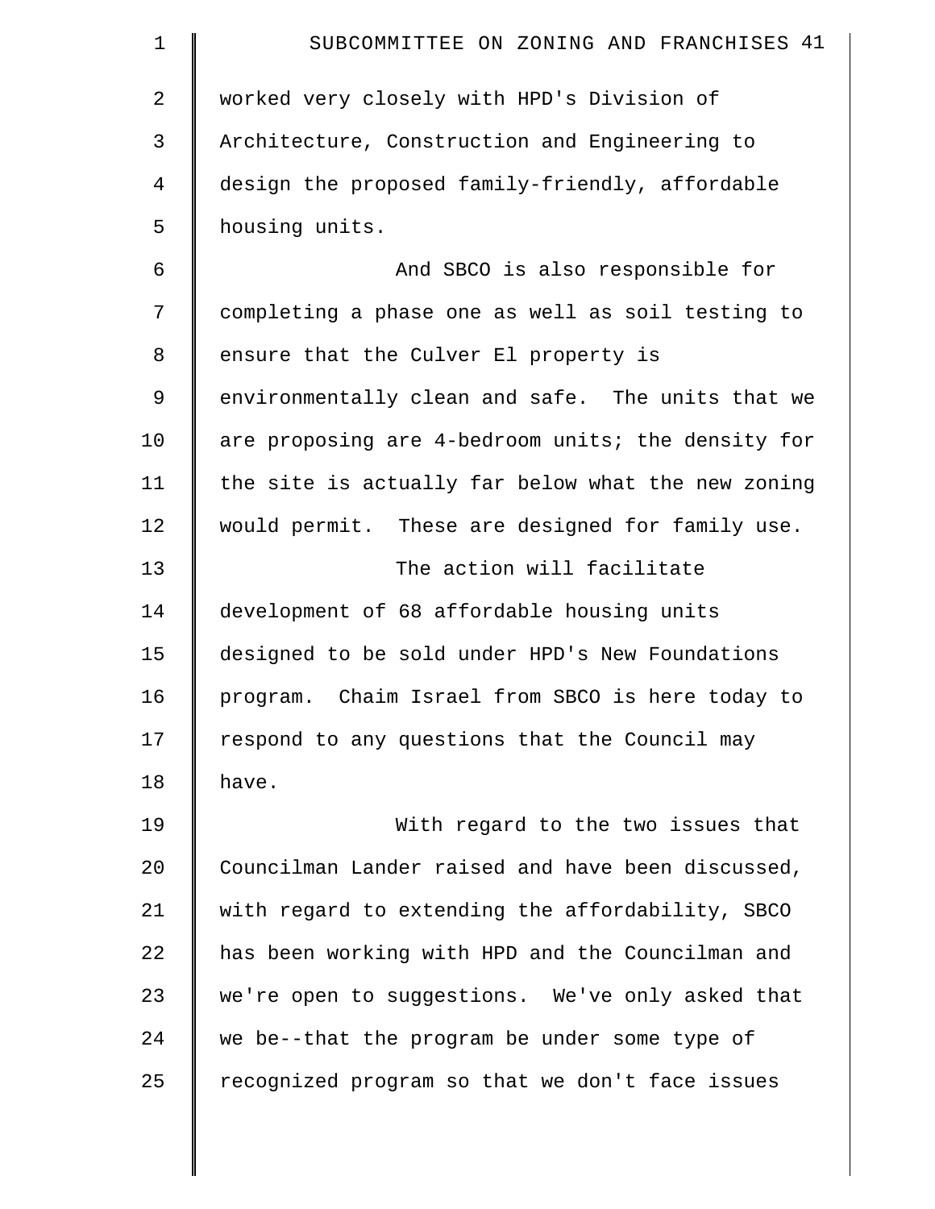worked very closely with HPD's Division of Architecture, Construction and Engineering to design the proposed family-friendly, affordable housing units.

And SBCO is also responsible for completing a phase one as well as soil testing to ensure that the Culver El property is environmentally clean and safe. The units that we are proposing are 4-bedroom units; the density for the site is actually far below what the new zoning would permit. These are designed for family use.

The action will facilitate development of 68 affordable housing units designed to be sold under HPD's New Foundations program. Chaim Israel from SBCO is here today to respond to any questions that the Council may have.

With regard to the two issues that Councilman Lander raised and have been discussed, with regard to extending the affordability, SBCO has been working with HPD and the Councilman and we're open to suggestions. We've only asked that we be--that the program be under some type of recognized program so that we don't face issues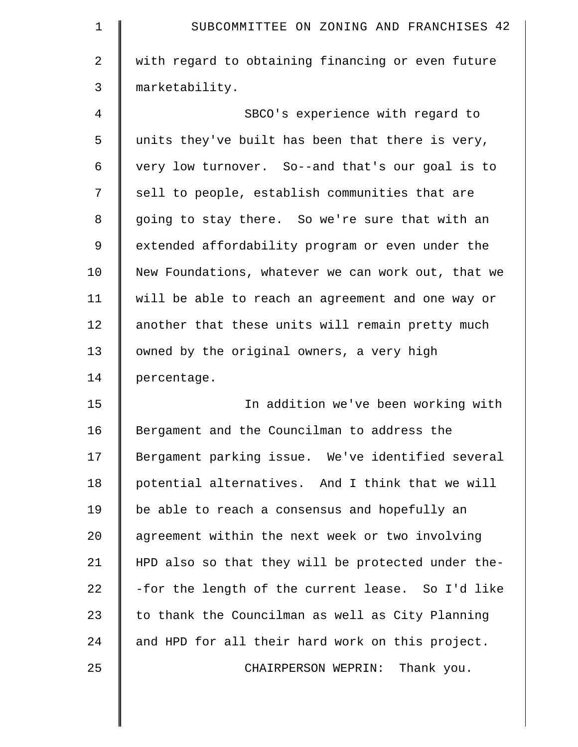with regard to obtaining financing or even future marketability.

SBCO's experience with regard to units they've built has been that there is very, very low turnover. So--and that's our goal is to sell to people, establish communities that are going to stay there. So we're sure that with an extended affordability program or even under the New Foundations, whatever we can work out, that we will be able to reach an agreement and one way or another that these units will remain pretty much owned by the original owners, a very high percentage.

In addition we've been working with Bergament and the Councilman to address the Bergament parking issue. We've identified several potential alternatives. And I think that we will be able to reach a consensus and hopefully an agreement within the next week or two involving HPD also so that they will be protected under the--for the length of the current lease. So I'd like to thank the Councilman as well as City Planning and HPD for all their hard work on this project.

CHAIRPERSON WEPRIN: Thank you.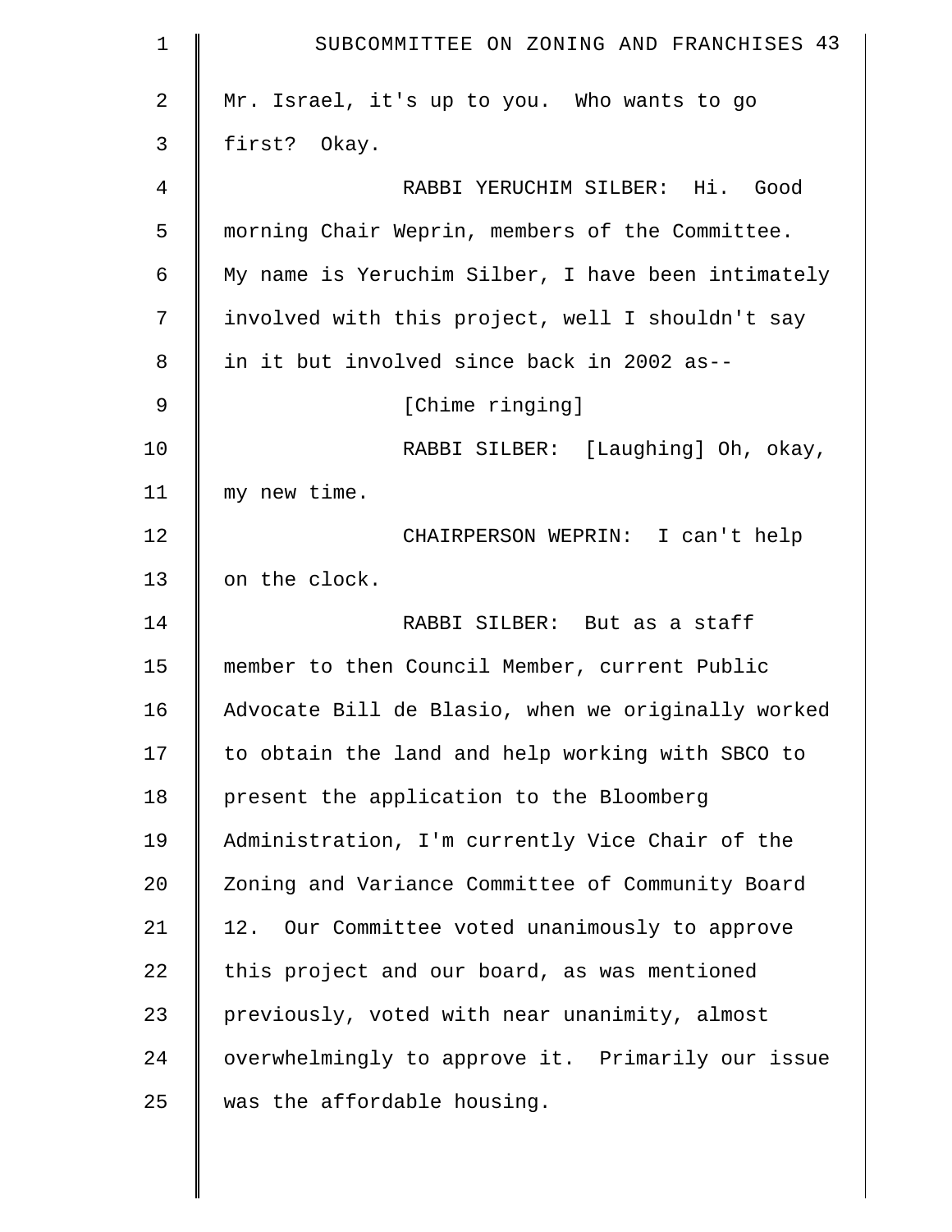Mr. Israel, it's up to you. Who wants to go first? Okay.

RABBI YERUCHIM SILBER: Hi. Good morning Chair Weprin, members of the Committee. My name is Yeruchim Silber, I have been intimately involved with this project, well I shouldn't say in it but involved since back in 2002 as--

[Chime ringing]

RABBI SILBER: [Laughing] Oh, okay, my new time.

CHAIRPERSON WEPRIN: I can't help on the clock.

RABBI SILBER: But as a staff member to then Council Member, current Public Advocate Bill de Blasio, when we originally worked to obtain the land and help working with SBCO to present the application to the Bloomberg Administration, I'm currently Vice Chair of the Zoning and Variance Committee of Community Board 12. Our Committee voted unanimously to approve this project and our board, as was mentioned previously, voted with near unanimity, almost overwhelmingly to approve it. Primarily our issue was the affordable housing.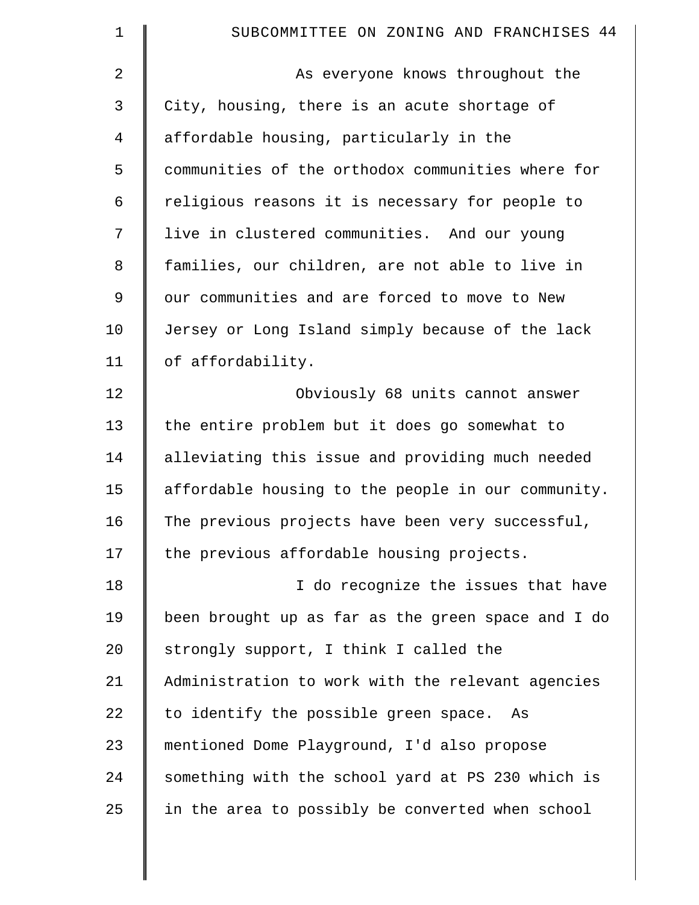As everyone knows throughout the City, housing, there is an acute shortage of affordable housing, particularly in the communities of the orthodox communities where for religious reasons it is necessary for people to live in clustered communities. And our young families, our children, are not able to live in our communities and are forced to move to New Jersey or Long Island simply because of the lack of affordability.

Obviously 68 units cannot answer the entire problem but it does go somewhat to alleviating this issue and providing much needed affordable housing to the people in our community. The previous projects have been very successful, the previous affordable housing projects.

I do recognize the issues that have been brought up as far as the green space and I do strongly support, I think I called the Administration to work with the relevant agencies to identify the possible green space. As mentioned Dome Playground, I'd also propose something with the school yard at PS 230 which is in the area to possibly be converted when school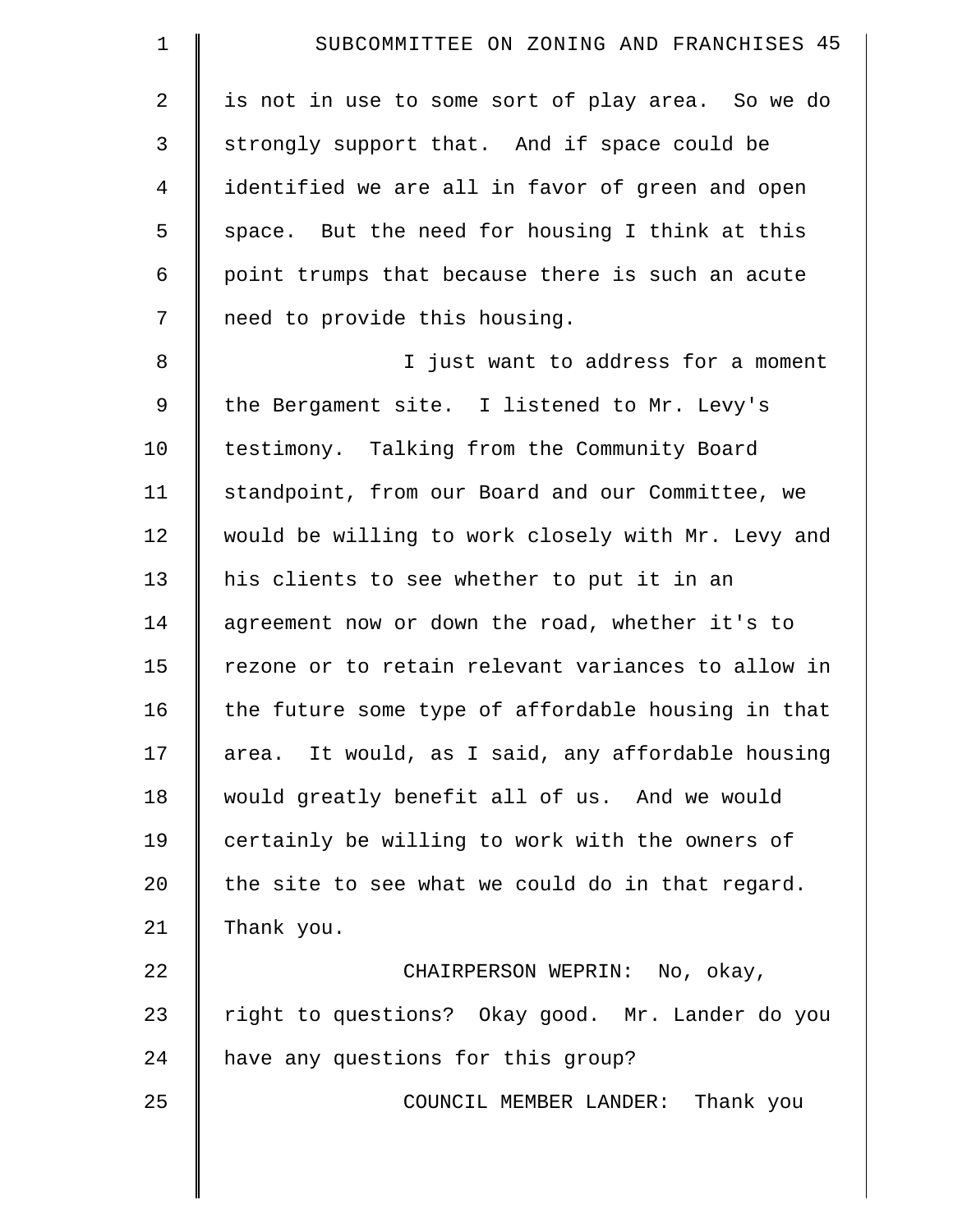is not in use to some sort of play area. So we do strongly support that. And if space could be identified we are all in favor of green and open space. But the need for housing I think at this point trumps that because there is such an acute need to provide this housing.

I just want to address for a moment the Bergament site. I listened to Mr. Levy's testimony. Talking from the Community Board standpoint, from our Board and our Committee, we would be willing to work closely with Mr. Levy and his clients to see whether to put it in an agreement now or down the road, whether it's to rezone or to retain relevant variances to allow in the future some type of affordable housing in that area. It would, as I said, any affordable housing would greatly benefit all of us. And we would certainly be willing to work with the owners of the site to see what we could do in that regard. Thank you.

CHAIRPERSON WEPRIN: No, okay, right to questions? Okay good. Mr. Lander do you have any questions for this group?

COUNCIL MEMBER LANDER: Thank you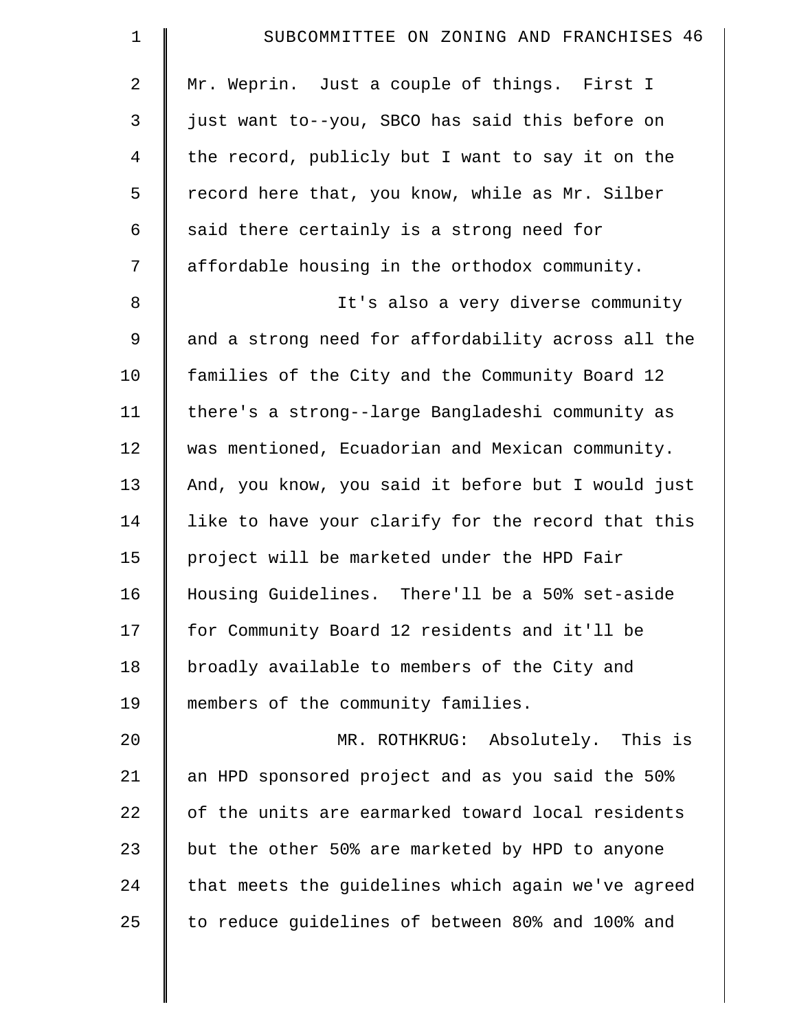Mr. Weprin. Just a couple of things. First I just want to--you, SBCO has said this before on the record, publicly but I want to say it on the record here that, you know, while as Mr. Silber said there certainly is a strong need for affordable housing in the orthodox community.

It's also a very diverse community and a strong need for affordability across all the families of the City and the Community Board 12 there's a strong--large Bangladeshi community as was mentioned, Ecuadorian and Mexican community. And, you know, you said it before but I would just like to have your clarify for the record that this project will be marketed under the HPD Fair Housing Guidelines. There'll be a 50% set-aside for Community Board 12 residents and it'll be broadly available to members of the City and members of the community families.

MR. ROTHKRUG: Absolutely. This is an HPD sponsored project and as you said the 50% of the units are earmarked toward local residents but the other 50% are marketed by HPD to anyone that meets the guidelines which again we've agreed to reduce guidelines of between 80% and 100% and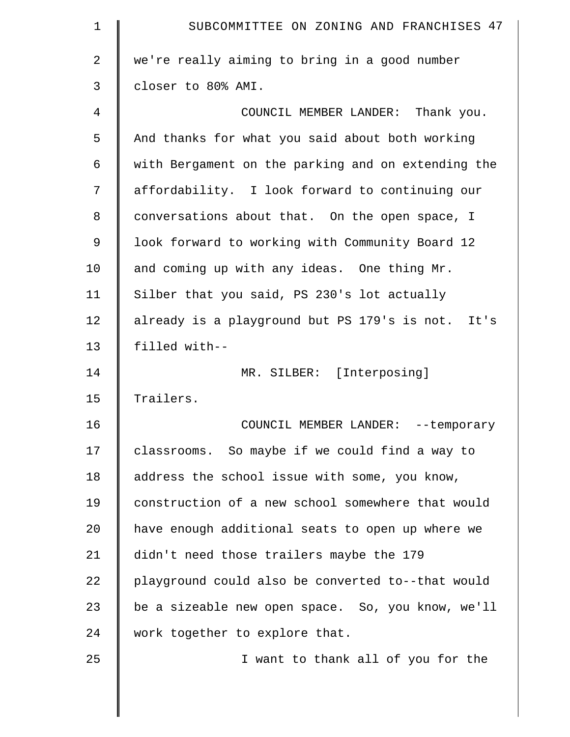we're really aiming to bring in a good number closer to 80% AMI.

COUNCIL MEMBER LANDER: Thank you. And thanks for what you said about both working with Bergament on the parking and on extending the affordability. I look forward to continuing our conversations about that. On the open space, I look forward to working with Community Board 12 and coming up with any ideas. One thing Mr. Silber that you said, PS 230's lot actually already is a playground but PS 179's is not. It's filled with--

MR. SILBER: [Interposing] Trailers.

COUNCIL MEMBER LANDER: --temporary classrooms. So maybe if we could find a way to address the school issue with some, you know, construction of a new school somewhere that would have enough additional seats to open up where we didn't need those trailers maybe the 179 playground could also be converted to--that would be a sizeable new open space. So, you know, we'll work together to explore that.

I want to thank all of you for the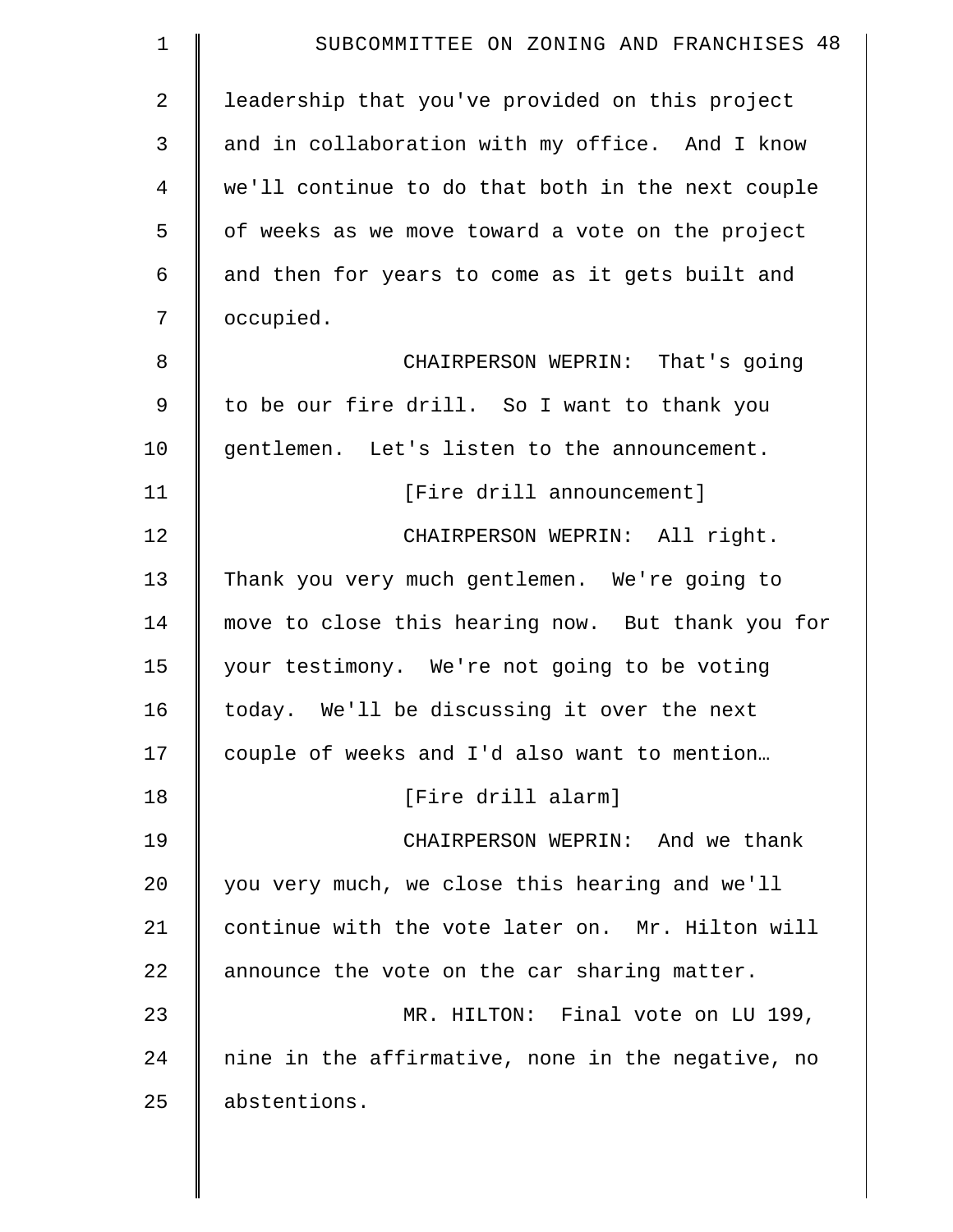leadership that you've provided on this project and in collaboration with my office. And I know we'll continue to do that both in the next couple of weeks as we move toward a vote on the project and then for years to come as it gets built and occupied.

CHAIRPERSON WEPRIN: That's going to be our fire drill. So I want to thank you gentlemen. Let's listen to the announcement.

[Fire drill announcement]

CHAIRPERSON WEPRIN: All right. Thank you very much gentlemen. We're going to move to close this hearing now. But thank you for your testimony. We're not going to be voting today. We'll be discussing it over the next couple of weeks and I'd also want to mention…

[Fire drill alarm]

CHAIRPERSON WEPRIN: And we thank you very much, we close this hearing and we'll continue with the vote later on. Mr. Hilton will announce the vote on the car sharing matter.

MR. HILTON: Final vote on LU 199, nine in the affirmative, none in the negative, no abstentions.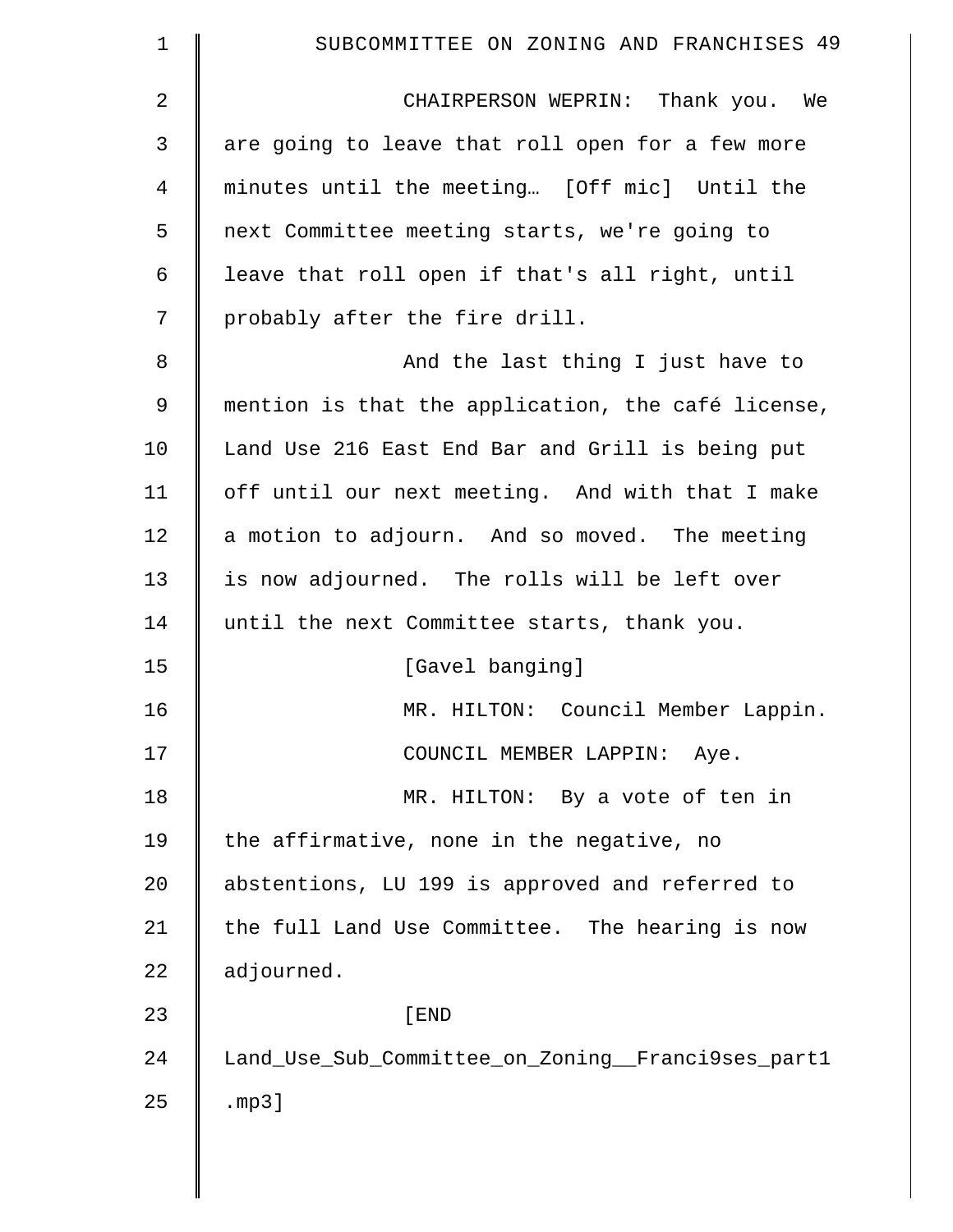CHAIRPERSON WEPRIN: Thank you. We are going to leave that roll open for a few more minutes until the meeting… [Off mic] Until the next Committee meeting starts, we're going to leave that roll open if that's all right, until probably after the fire drill.

And the last thing I just have to mention is that the application, the café license, Land Use 216 East End Bar and Grill is being put off until our next meeting. And with that I make a motion to adjourn. And so moved. The meeting is now adjourned. The rolls will be left over until the next Committee starts, thank you.

[Gavel banging]

MR. HILTON: Council Member Lappin.

COUNCIL MEMBER LAPPIN: Aye.

MR. HILTON: By a vote of ten in the affirmative, none in the negative, no abstentions, LU 199 is approved and referred to the full Land Use Committee. The hearing is now adjourned.

[END Land_Use_Sub_Committee_on_Zoning__Franci9ses_part1.mp3]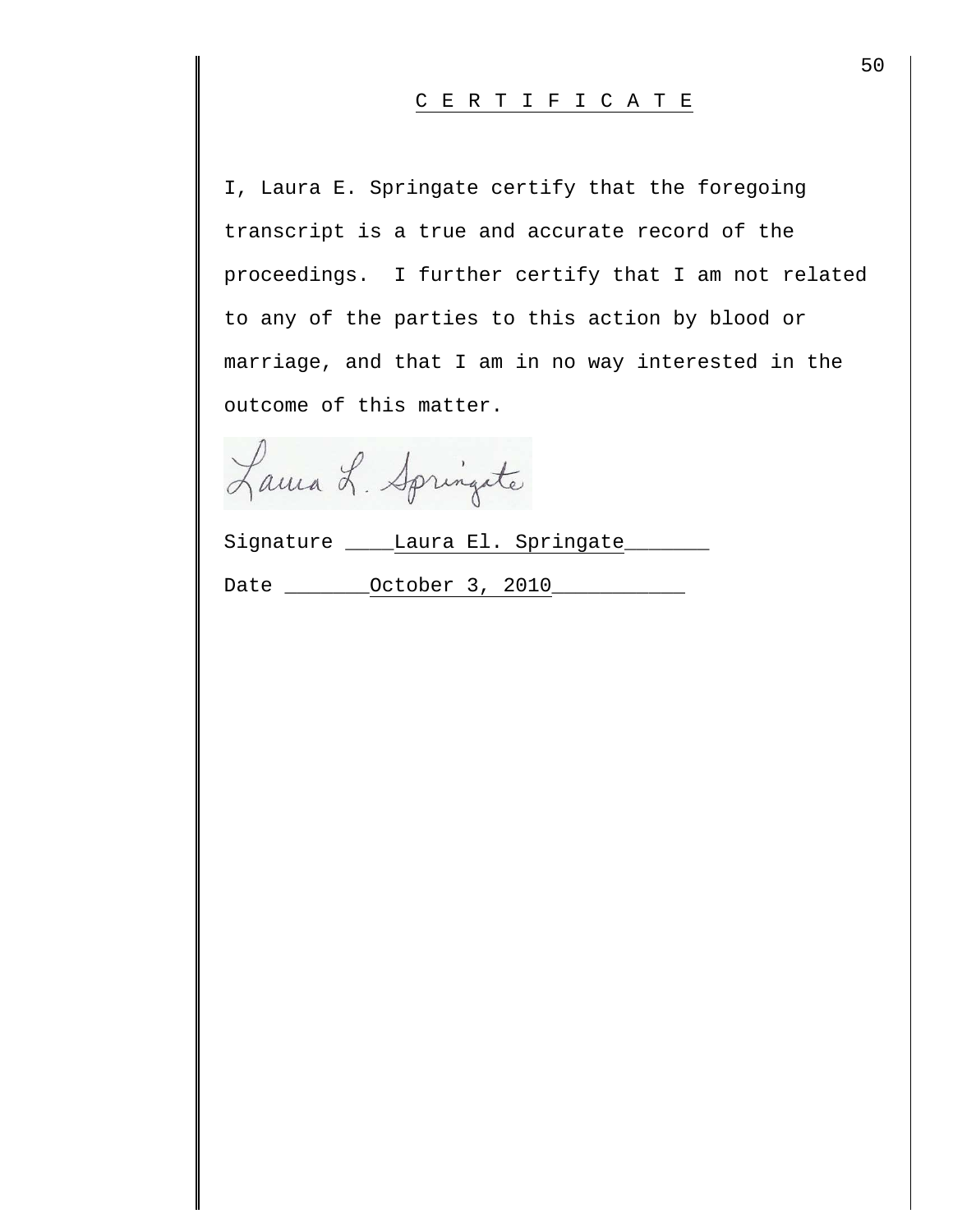# C E R T I F I C A T E

I, Laura E. Springate certify that the foregoing transcript is a true and accurate record of the proceedings. I further certify that I am not related to any of the parties to this action by blood or marriage, and that I am in no way interested in the outcome of this matter.

Signature ____Laura El. Springate_______

Date _______October 3, 2010___________